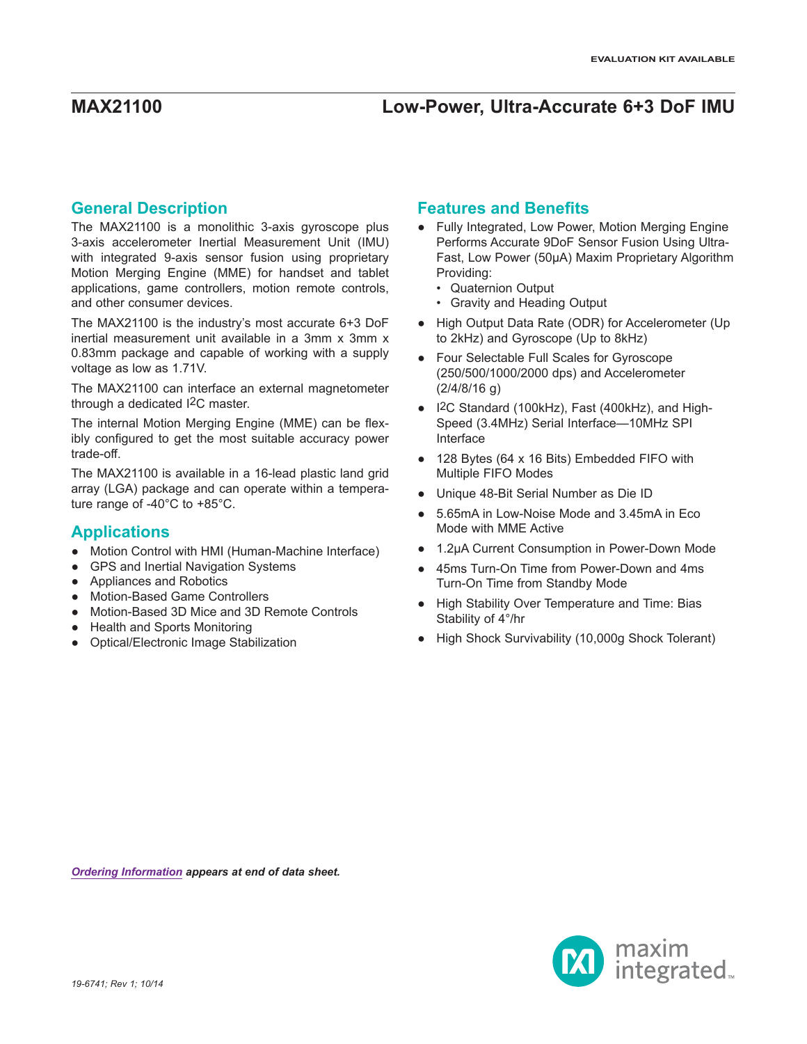EVALUATION KIT AVAILABLE

# MAX21100 — Low-Power, Ultra-Accurate 6+3 DoF IMU

## General Description

The MAX21100 is a monolithic 3-axis gyroscope plus 3-axis accelerometer Inertial Measurement Unit (IMU) with integrated 9-axis sensor fusion using proprietary Motion Merging Engine (MME) for handset and tablet applications, game controllers, motion remote controls, and other consumer devices.

The MAX21100 is the industry's most accurate 6+3 DoF inertial measurement unit available in a 3mm x 3mm x 0.83mm package and capable of working with a supply voltage as low as 1.71V.

The MAX21100 can interface an external magnetometer through a dedicated I2C master.

The internal Motion Merging Engine (MME) can be flexibly configured to get the most suitable accuracy power trade-off.

The MAX21100 is available in a 16-lead plastic land grid array (LGA) package and can operate within a temperature range of -40°C to +85°C.

## Applications

- Motion Control with HMI (Human-Machine Interface)
- GPS and Inertial Navigation Systems
- Appliances and Robotics
- Motion-Based Game Controllers
- Motion-Based 3D Mice and 3D Remote Controls
- Health and Sports Monitoring
- Optical/Electronic Image Stabilization

## Features and Benefits

- Fully Integrated, Low Power, Motion Merging Engine Performs Accurate 9DoF Sensor Fusion Using Ultra-Fast, Low Power (50µA) Maxim Proprietary Algorithm Providing:
  - Quaternion Output
  - Gravity and Heading Output
- High Output Data Rate (ODR) for Accelerometer (Up to 2kHz) and Gyroscope (Up to 8kHz)
- Four Selectable Full Scales for Gyroscope (250/500/1000/2000 dps) and Accelerometer (2/4/8/16 g)
- I2C Standard (100kHz), Fast (400kHz), and High-Speed (3.4MHz) Serial Interface—10MHz SPI Interface
- 128 Bytes (64 x 16 Bits) Embedded FIFO with Multiple FIFO Modes
- Unique 48-Bit Serial Number as Die ID
- 5.65mA in Low-Noise Mode and 3.45mA in Eco Mode with MME Active
- 1.2µA Current Consumption in Power-Down Mode
- 45ms Turn-On Time from Power-Down and 4ms Turn-On Time from Standby Mode
- High Stability Over Temperature and Time: Bias Stability of 4°/hr
- High Shock Survivability (10,000g Shock Tolerant)

***Ordering Information** appears at end of data sheet.*

*19-6741; Rev 1; 10/14*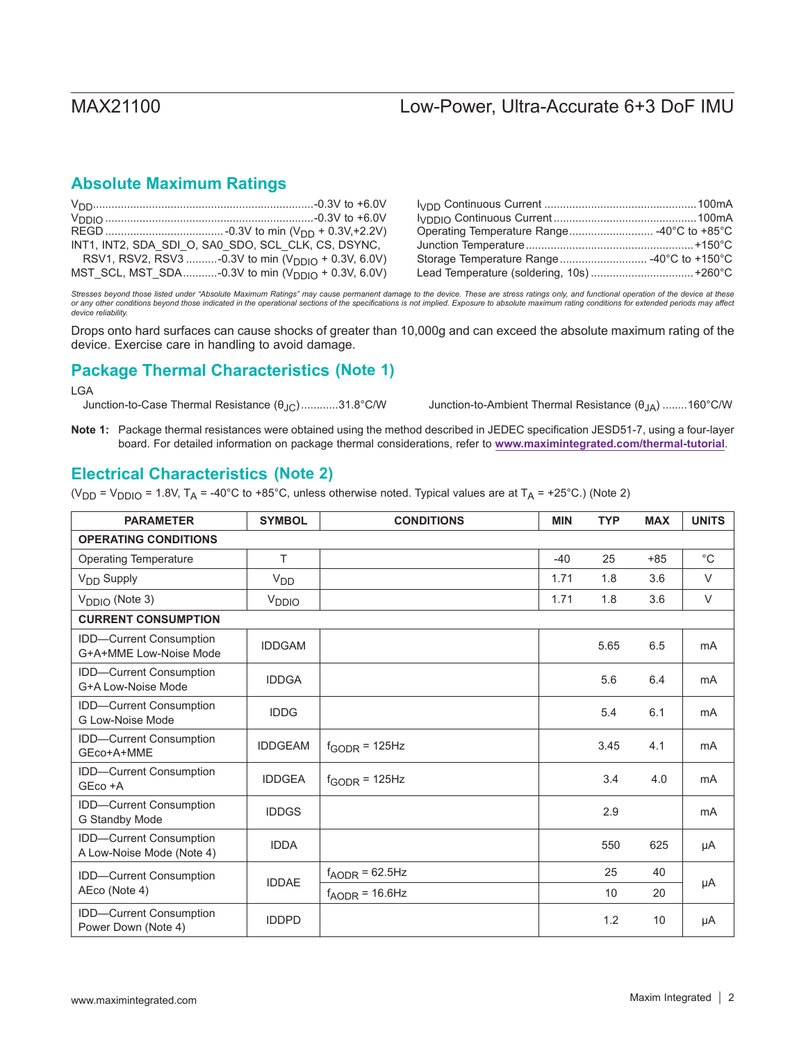## Absolute Maximum Ratings

$V_{DD}$ ........................................................ -0.3V to +6.0V
$V_{DDIO}$ ........................................................ -0.3V to +6.0V
REGD ...................................... -0.3V to min ($V_{DD}$ + 0.3V,+2.2V)
INT1, INT2, SDA_SDI_O, SA0_SDO, SCL_CLK, CS, DSYNC, RSV1, RSV2, RSV3 .......... -0.3V to min ($V_{DDIO}$ + 0.3V, 6.0V)
MST_SCL, MST_SDA........... -0.3V to min ($V_{DDIO}$ + 0.3V, 6.0V)
$I_{VDD}$ Continuous Current ................................................ 100mA
$I_{VDDIO}$ Continuous Current ............................................. 100mA
Operating Temperature Range........................... -40°C to +85°C
Junction Temperature ..................................................... +150°C
Storage Temperature Range............................ -40°C to +150°C
Lead Temperature (soldering, 10s) ................................ +260°C

*Stresses beyond those listed under "Absolute Maximum Ratings" may cause permanent damage to the device. These are stress ratings only, and functional operation of the device at these or any other conditions beyond those indicated in the operational sections of the specifications is not implied. Exposure to absolute maximum rating conditions for extended periods may affect device reliability.*

Drops onto hard surfaces can cause shocks of greater than 10,000g and can exceed the absolute maximum rating of the device. Exercise care in handling to avoid damage.

## Package Thermal Characteristics (Note 1)

LGA

Junction-to-Case Thermal Resistance ($\theta_{JC}$)............31.8°C/W

Junction-to-Ambient Thermal Resistance ($\theta_{JA}$) ........160°C/W

**Note 1:** Package thermal resistances were obtained using the method described in JEDEC specification JESD51-7, using a four-layer board. For detailed information on package thermal considerations, refer to **www.maximintegrated.com/thermal-tutorial**.

## Electrical Characteristics (Note 2)

($V_{DD}$ = $V_{DDIO}$ = 1.8V, $T_A$ = -40°C to +85°C, unless otherwise noted. Typical values are at $T_A$ = +25°C.) (Note 2)

| PARAMETER | SYMBOL | CONDITIONS | MIN | TYP | MAX | UNITS |
|---|---|---|---|---|---|---|
| **OPERATING CONDITIONS** | | | | | | |
| Operating Temperature | T | | -40 | 25 | +85 | °C |
| $V_{DD}$ Supply | $V_{DD}$ | | 1.71 | 1.8 | 3.6 | V |
| $V_{DDIO}$ (Note 3) | $V_{DDIO}$ | | 1.71 | 1.8 | 3.6 | V |
| **CURRENT CONSUMPTION** | | | | | | |
| IDD—Current Consumption G+A+MME Low-Noise Mode | IDDGAM | | | 5.65 | 6.5 | mA |
| IDD—Current Consumption G+A Low-Noise Mode | IDDGA | | | 5.6 | 6.4 | mA |
| IDD—Current Consumption G Low-Noise Mode | IDDG | | | 5.4 | 6.1 | mA |
| IDD—Current Consumption GEco+A+MME | IDDGEAM | $f_{GODR}$ = 125Hz | | 3.45 | 4.1 | mA |
| IDD—Current Consumption GEco +A | IDDGEA | $f_{GODR}$ = 125Hz | | 3.4 | 4.0 | mA |
| IDD—Current Consumption G Standby Mode | IDDGS | | | 2.9 | | mA |
| IDD—Current Consumption A Low-Noise Mode (Note 4) | IDDA | | | 550 | 625 | µA |
| IDD—Current Consumption AEco (Note 4) | IDDAE | $f_{AODR}$ = 62.5Hz | | 25 | 40 | µA |
| | | $f_{AODR}$ = 16.6Hz | | 10 | 20 | µA |
| IDD—Current Consumption Power Down (Note 4) | IDDPD | | | 1.2 | 10 | µA |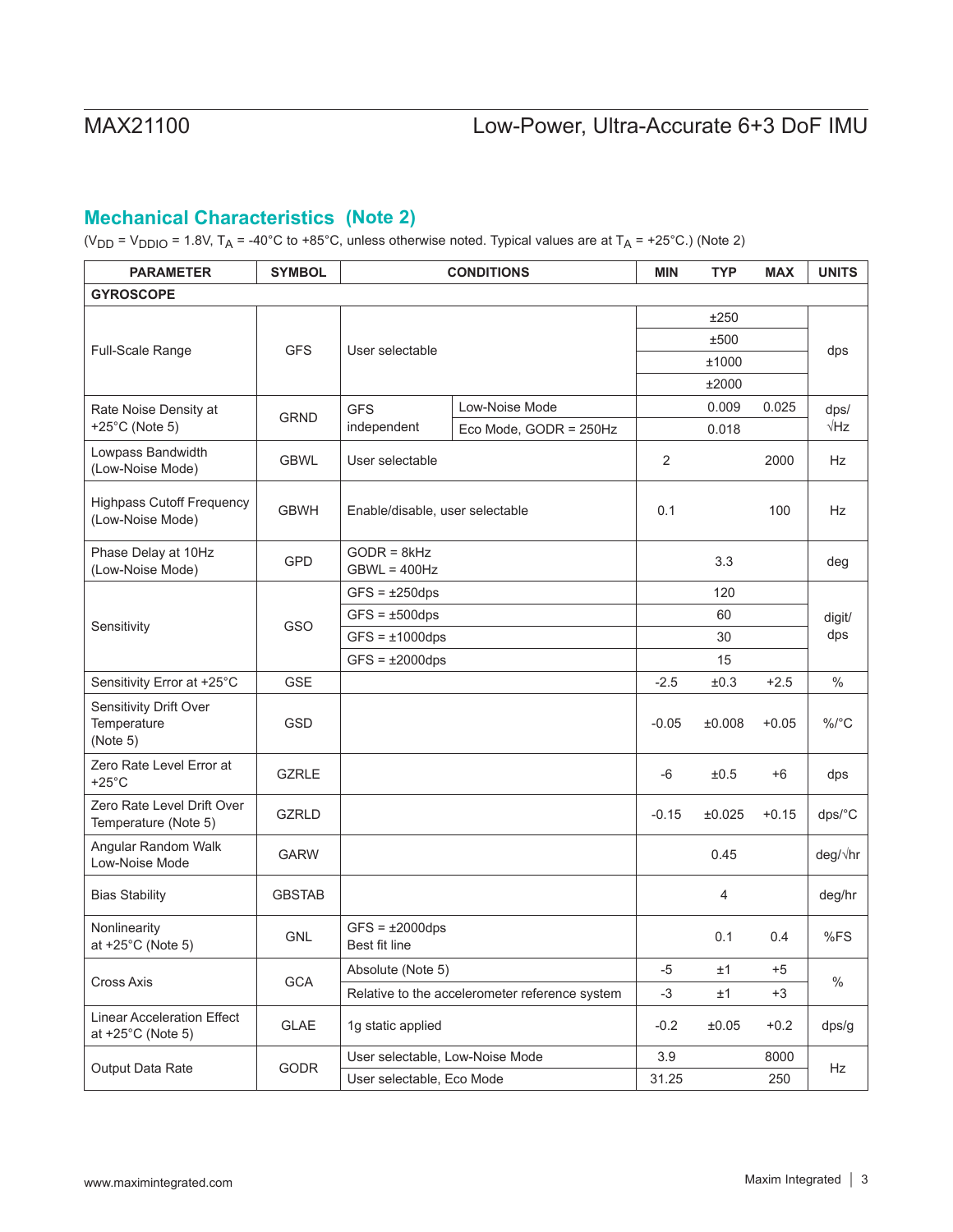## Mechanical Characteristics (Note 2)

($V_{DD}$ = $V_{DDIO}$ = 1.8V, $T_A$ = -40°C to +85°C, unless otherwise noted. Typical values are at $T_A$ = +25°C.) (Note 2)

| PARAMETER | SYMBOL | CONDITIONS | | MIN | TYP | MAX | UNITS |
|---|---|---|---|---|---|---|---|
| **GYROSCOPE** | | | | | | | |
| Full-Scale Range | GFS | User selectable | | | ±250 | | dps |
| | | | | | ±500 | | |
| | | | | | ±1000 | | |
| | | | | | ±2000 | | |
| Rate Noise Density at +25°C (Note 5) | GRND | GFS independent | Low-Noise Mode | | 0.009 | 0.025 | dps/√Hz |
| | | | Eco Mode, GODR = 250Hz | | 0.018 | | |
| Lowpass Bandwidth (Low-Noise Mode) | GBWL | User selectable | | 2 | | 2000 | Hz |
| Highpass Cutoff Frequency (Low-Noise Mode) | GBWH | Enable/disable, user selectable | | 0.1 | | 100 | Hz |
| Phase Delay at 10Hz (Low-Noise Mode) | GPD | GODR = 8kHz GBWL = 400Hz | | | 3.3 | | deg |
| Sensitivity | GSO | GFS = ±250dps | | | 120 | | digit/dps |
| | | GFS = ±500dps | | | 60 | | |
| | | GFS = ±1000dps | | | 30 | | |
| | | GFS = ±2000dps | | | 15 | | |
| Sensitivity Error at +25°C | GSE | | | -2.5 | ±0.3 | +2.5 | % |
| Sensitivity Drift Over Temperature (Note 5) | GSD | | | -0.05 | ±0.008 | +0.05 | %/°C |
| Zero Rate Level Error at +25°C | GZRLE | | | -6 | ±0.5 | +6 | dps |
| Zero Rate Level Drift Over Temperature (Note 5) | GZRLD | | | -0.15 | ±0.025 | +0.15 | dps/°C |
| Angular Random Walk Low-Noise Mode | GARW | | | | 0.45 | | deg/√hr |
| Bias Stability | GBSTAB | | | | 4 | | deg/hr |
| Nonlinearity at +25°C (Note 5) | GNL | GFS = ±2000dps Best fit line | | | 0.1 | 0.4 | %FS |
| Cross Axis | GCA | Absolute (Note 5) | | -5 | ±1 | +5 | % |
| | | Relative to the accelerometer reference system | | -3 | ±1 | +3 | |
| Linear Acceleration Effect at +25°C (Note 5) | GLAE | 1g static applied | | -0.2 | ±0.05 | +0.2 | dps/g |
| Output Data Rate | GODR | User selectable, Low-Noise Mode | | 3.9 | | 8000 | Hz |
| | | User selectable, Eco Mode | | 31.25 | | 250 | |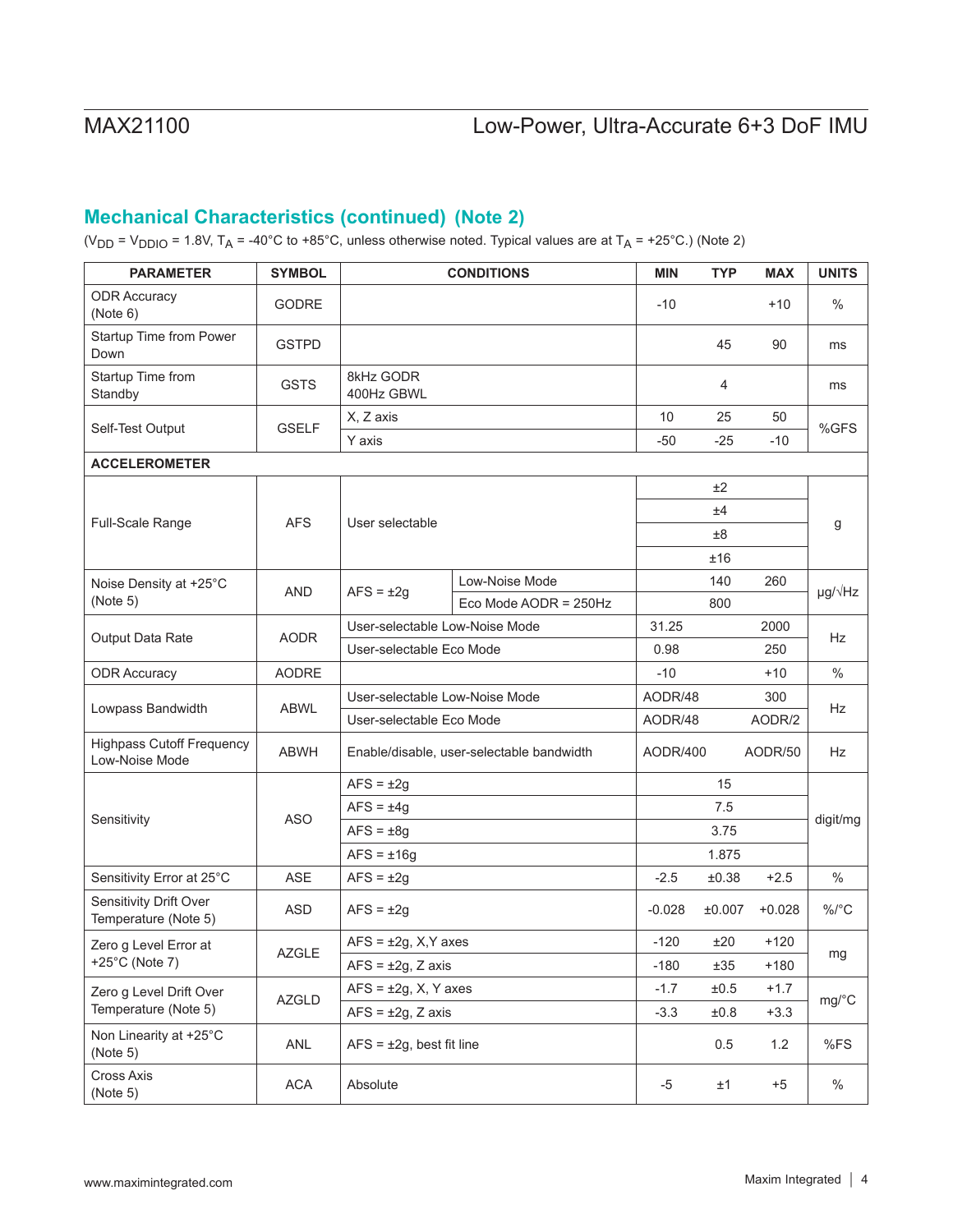## Mechanical Characteristics (continued) (Note 2)

($V_{DD}$ = $V_{DDIO}$ = 1.8V, $T_A$ = -40°C to +85°C, unless otherwise noted. Typical values are at $T_A$ = +25°C.) (Note 2)

| PARAMETER | SYMBOL | CONDITIONS | | MIN | TYP | MAX | UNITS |
|---|---|---|---|---|---|---|---|
| ODR Accuracy (Note 6) | GODRE | | | -10 | | +10 | % |
| Startup Time from Power Down | GSTPD | | | | 45 | 90 | ms |
| Startup Time from Standby | GSTS | 8kHz GODR 400Hz GBWL | | | 4 | | ms |
| Self-Test Output | GSELF | X, Z axis | | 10 | 25 | 50 | %GFS |
| | | Y axis | | -50 | -25 | -10 | |
| **ACCELEROMETER** | | | | | | | |
| Full-Scale Range | AFS | User selectable | | | ±2 | | g |
| | | | | | ±4 | | |
| | | | | | ±8 | | |
| | | | | | ±16 | | |
| Noise Density at +25°C (Note 5) | AND | AFS = ±2g | Low-Noise Mode | | 140 | 260 | µg/√Hz |
| | | | Eco Mode AODR = 250Hz | | 800 | | |
| Output Data Rate | AODR | User-selectable Low-Noise Mode | | 31.25 | | 2000 | Hz |
| | | User-selectable Eco Mode | | 0.98 | | 250 | |
| ODR Accuracy | AODRE | | | -10 | | +10 | % |
| Lowpass Bandwidth | ABWL | User-selectable Low-Noise Mode | | AODR/48 | | 300 | Hz |
| | | User-selectable Eco Mode | | AODR/48 | | AODR/2 | |
| Highpass Cutoff Frequency Low-Noise Mode | ABWH | Enable/disable, user-selectable bandwidth | | AODR/400 | | AODR/50 | Hz |
| Sensitivity | ASO | AFS = ±2g | | | 15 | | digit/mg |
| | | AFS = ±4g | | | 7.5 | | |
| | | AFS = ±8g | | | 3.75 | | |
| | | AFS = ±16g | | | 1.875 | | |
| Sensitivity Error at 25°C | ASE | AFS = ±2g | | -2.5 | ±0.38 | +2.5 | % |
| Sensitivity Drift Over Temperature (Note 5) | ASD | AFS = ±2g | | -0.028 | ±0.007 | +0.028 | %/°C |
| Zero g Level Error at +25°C (Note 7) | AZGLE | AFS = ±2g, X,Y axes | | -120 | ±20 | +120 | mg |
| | | AFS = ±2g, Z axis | | -180 | ±35 | +180 | |
| Zero g Level Drift Over Temperature (Note 5) | AZGLD | AFS = ±2g, X, Y axes | | -1.7 | ±0.5 | +1.7 | mg/°C |
| | | AFS = ±2g, Z axis | | -3.3 | ±0.8 | +3.3 | |
| Non Linearity at +25°C (Note 5) | ANL | AFS = ±2g, best fit line | | | 0.5 | 1.2 | %FS |
| Cross Axis (Note 5) | ACA | Absolute | | -5 | ±1 | +5 | % |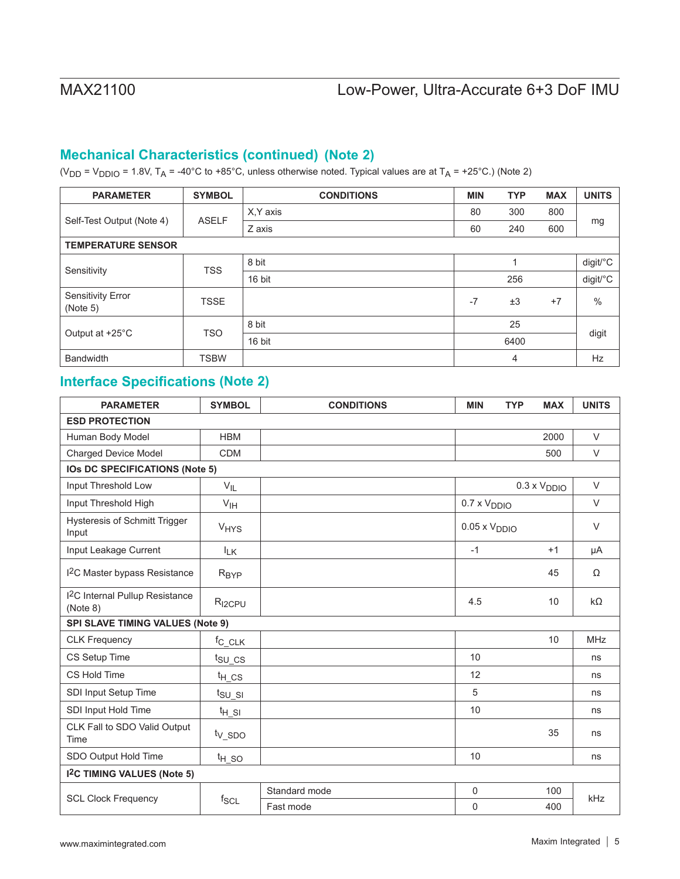## Mechanical Characteristics (continued) (Note 2)

($V_{DD}$ = $V_{DDIO}$ = 1.8V, $T_A$ = -40°C to +85°C, unless otherwise noted. Typical values are at $T_A$ = +25°C.) (Note 2)

| PARAMETER | SYMBOL | CONDITIONS | MIN | TYP | MAX | UNITS |
|---|---|---|---|---|---|---|
| Self-Test Output (Note 4) | ASELF | X,Y axis | 80 | 300 | 800 | mg |
| | | Z axis | 60 | 240 | 600 | |
| **TEMPERATURE SENSOR** | | | | | | |
| Sensitivity | TSS | 8 bit | | 1 | | digit/°C |
| | | 16 bit | | 256 | | digit/°C |
| Sensitivity Error (Note 5) | TSSE | | -7 | ±3 | +7 | % |
| Output at +25°C | TSO | 8 bit | | 25 | | digit |
| | | 16 bit | | 6400 | | |
| Bandwidth | TSBW | | | 4 | | Hz |

## Interface Specifications (Note 2)

| PARAMETER | SYMBOL | CONDITIONS | MIN | TYP | MAX | UNITS |
|---|---|---|---|---|---|---|
| **ESD PROTECTION** | | | | | | |
| Human Body Model | HBM | | | | 2000 | V |
| Charged Device Model | CDM | | | | 500 | V |
| **IOs DC SPECIFICATIONS (Note 5)** | | | | | | |
| Input Threshold Low | $V_{IL}$ | | | | 0.3 x $V_{DDIO}$ | V |
| Input Threshold High | $V_{IH}$ | | 0.7 x $V_{DDIO}$ | | | V |
| Hysteresis of Schmitt Trigger Input | $V_{HYS}$ | | 0.05 x $V_{DDIO}$ | | | V |
| Input Leakage Current | $I_{LK}$ | | -1 | | +1 | µA |
| I[2]C Master bypass Resistance | $R_{BYP}$ | | | | 45 | Ω |
| I[2]C Internal Pullup Resistance (Note 8) | $R_{I2CPU}$ | | 4.5 | | 10 | kΩ |
| **SPI SLAVE TIMING VALUES (Note 9)** | | | | | | |
| CLK Frequency | $f_{C\_CLK}$ | | | | 10 | MHz |
| CS Setup Time | $t_{SU\_CS}$ | | 10 | | | ns |
| CS Hold Time | $t_{H\_CS}$ | | 12 | | | ns |
| SDI Input Setup Time | $t_{SU\_SI}$ | | 5 | | | ns |
| SDI Input Hold Time | $t_{H\_SI}$ | | 10 | | | ns |
| CLK Fall to SDO Valid Output Time | $t_{V\_SDO}$ | | | | 35 | ns |
| SDO Output Hold Time | $t_{H\_SO}$ | | 10 | | | ns |
| **I[2]C TIMING VALUES (Note 5)** | | | | | | |
| SCL Clock Frequency | $f_{SCL}$ | Standard mode | 0 | | 100 | kHz |
| | | Fast mode | 0 | | 400 | |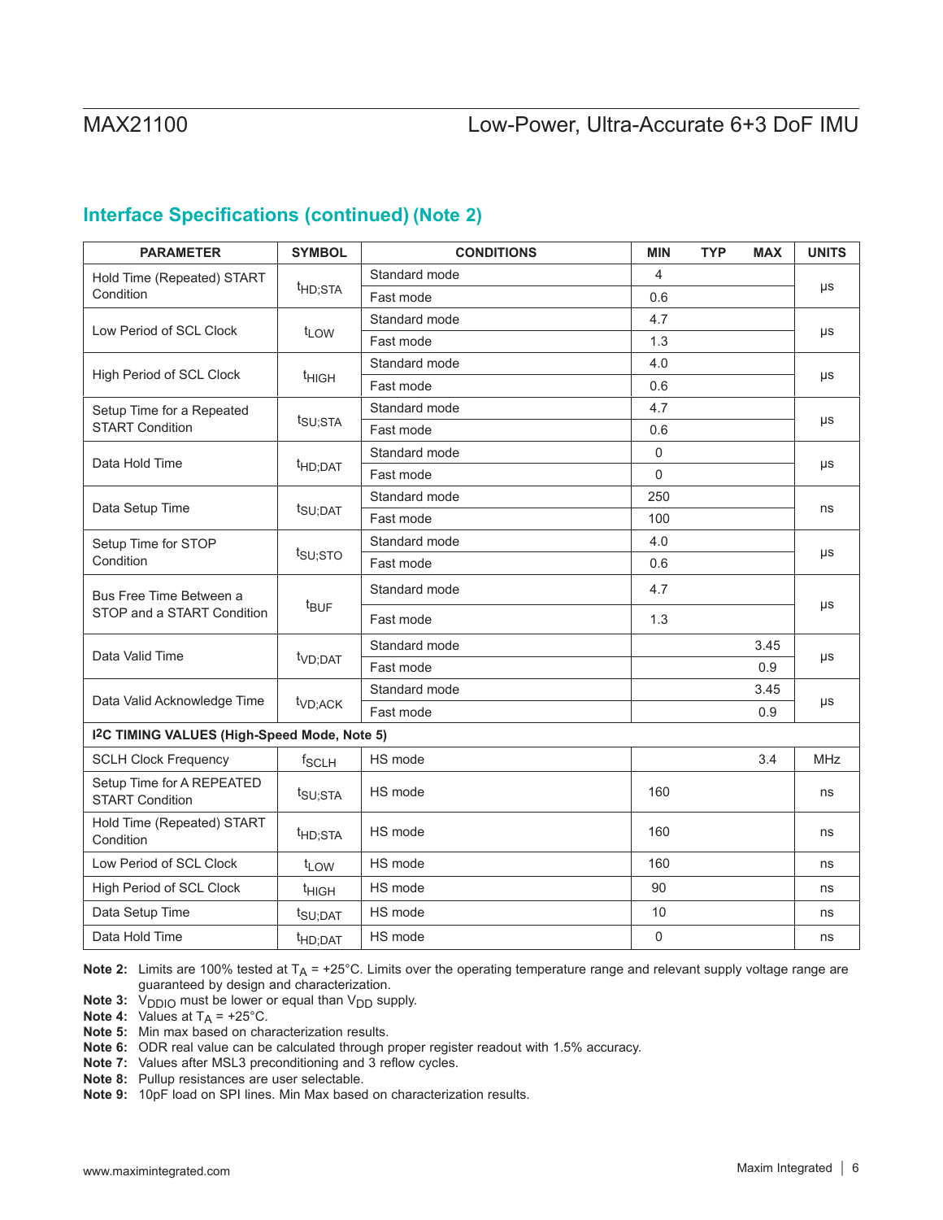## Interface Specifications (continued) (Note 2)

| PARAMETER | SYMBOL | CONDITIONS | MIN | TYP | MAX | UNITS |
|---|---|---|---|---|---|---|
| Hold Time (Repeated) START Condition | $t_{HD;STA}$ | Standard mode | 4 | | | µs |
| | | Fast mode | 0.6 | | | |
| Low Period of SCL Clock | $t_{LOW}$ | Standard mode | 4.7 | | | µs |
| | | Fast mode | 1.3 | | | |
| High Period of SCL Clock | $t_{HIGH}$ | Standard mode | 4.0 | | | µs |
| | | Fast mode | 0.6 | | | |
| Setup Time for a Repeated START Condition | $t_{SU;STA}$ | Standard mode | 4.7 | | | µs |
| | | Fast mode | 0.6 | | | |
| Data Hold Time | $t_{HD;DAT}$ | Standard mode | 0 | | | µs |
| | | Fast mode | 0 | | | |
| Data Setup Time | $t_{SU;DAT}$ | Standard mode | 250 | | | ns |
| | | Fast mode | 100 | | | |
| Setup Time for STOP Condition | $t_{SU;STO}$ | Standard mode | 4.0 | | | µs |
| | | Fast mode | 0.6 | | | |
| Bus Free Time Between a STOP and a START Condition | $t_{BUF}$ | Standard mode | 4.7 | | | µs |
| | | Fast mode | 1.3 | | | |
| Data Valid Time | $t_{VD;DAT}$ | Standard mode | | | 3.45 | µs |
| | | Fast mode | | | 0.9 | |
| Data Valid Acknowledge Time | $t_{VD;ACK}$ | Standard mode | | | 3.45 | µs |
| | | Fast mode | | | 0.9 | |
| **I2C TIMING VALUES (High-Speed Mode, Note 5)** | | | | | | |
| SCLH Clock Frequency | $f_{SCLH}$ | HS mode | | | 3.4 | MHz |
| Setup Time for A REPEATED START Condition | $t_{SU;STA}$ | HS mode | 160 | | | ns |
| Hold Time (Repeated) START Condition | $t_{HD;STA}$ | HS mode | 160 | | | ns |
| Low Period of SCL Clock | $t_{LOW}$ | HS mode | 160 | | | ns |
| High Period of SCL Clock | $t_{HIGH}$ | HS mode | 90 | | | ns |
| Data Setup Time | $t_{SU;DAT}$ | HS mode | 10 | | | ns |
| Data Hold Time | $t_{HD;DAT}$ | HS mode | 0 | | | ns |

**Note 2:** Limits are 100% tested at $T_A$ = +25°C. Limits over the operating temperature range and relevant supply voltage range are guaranteed by design and characterization.

**Note 3:** $V_{DDIO}$ must be lower or equal than $V_{DD}$ supply.

**Note 4:** Values at $T_A$ = +25°C.

**Note 5:** Min max based on characterization results.

**Note 6:** ODR real value can be calculated through proper register readout with 1.5% accuracy.

**Note 7:** Values after MSL3 preconditioning and 3 reflow cycles.

**Note 8:** Pullup resistances are user selectable.

**Note 9:** 10pF load on SPI lines. Min Max based on characterization results.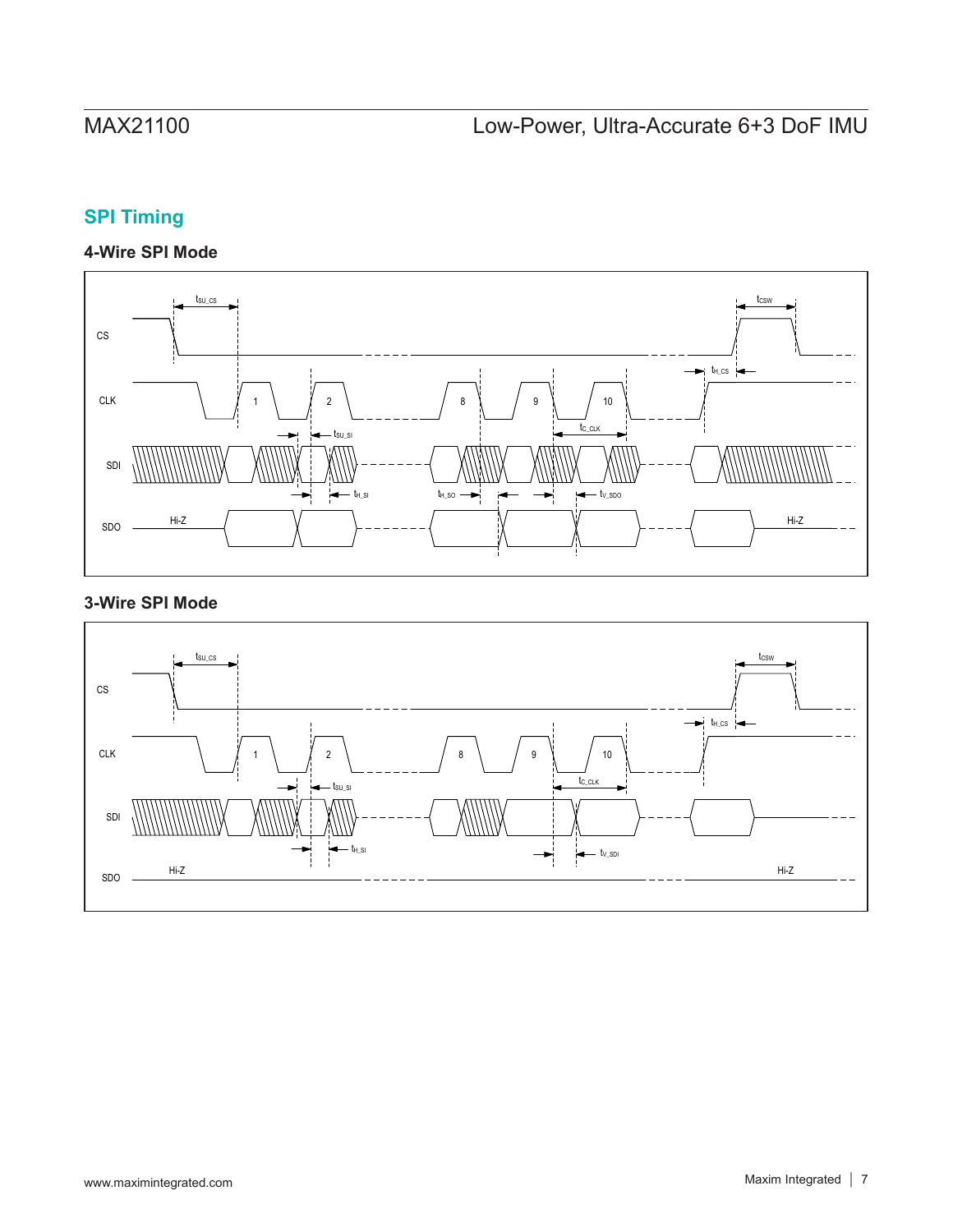## SPI Timing

### 4-Wire SPI Mode

### 3-Wire SPI Mode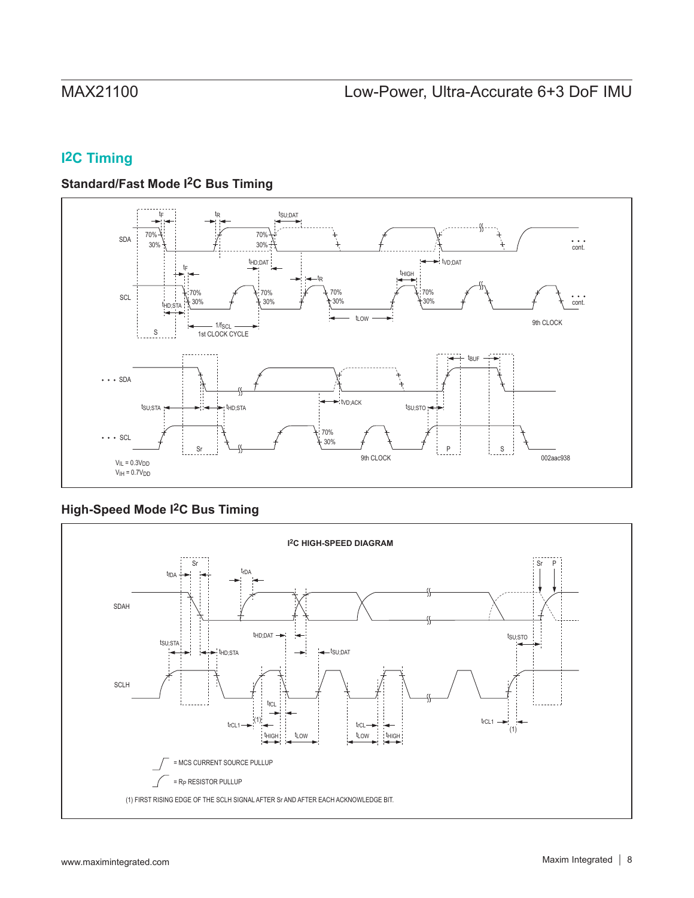## I2C Timing

### Standard/Fast Mode I2C Bus Timing

### High-Speed Mode I2C Bus Timing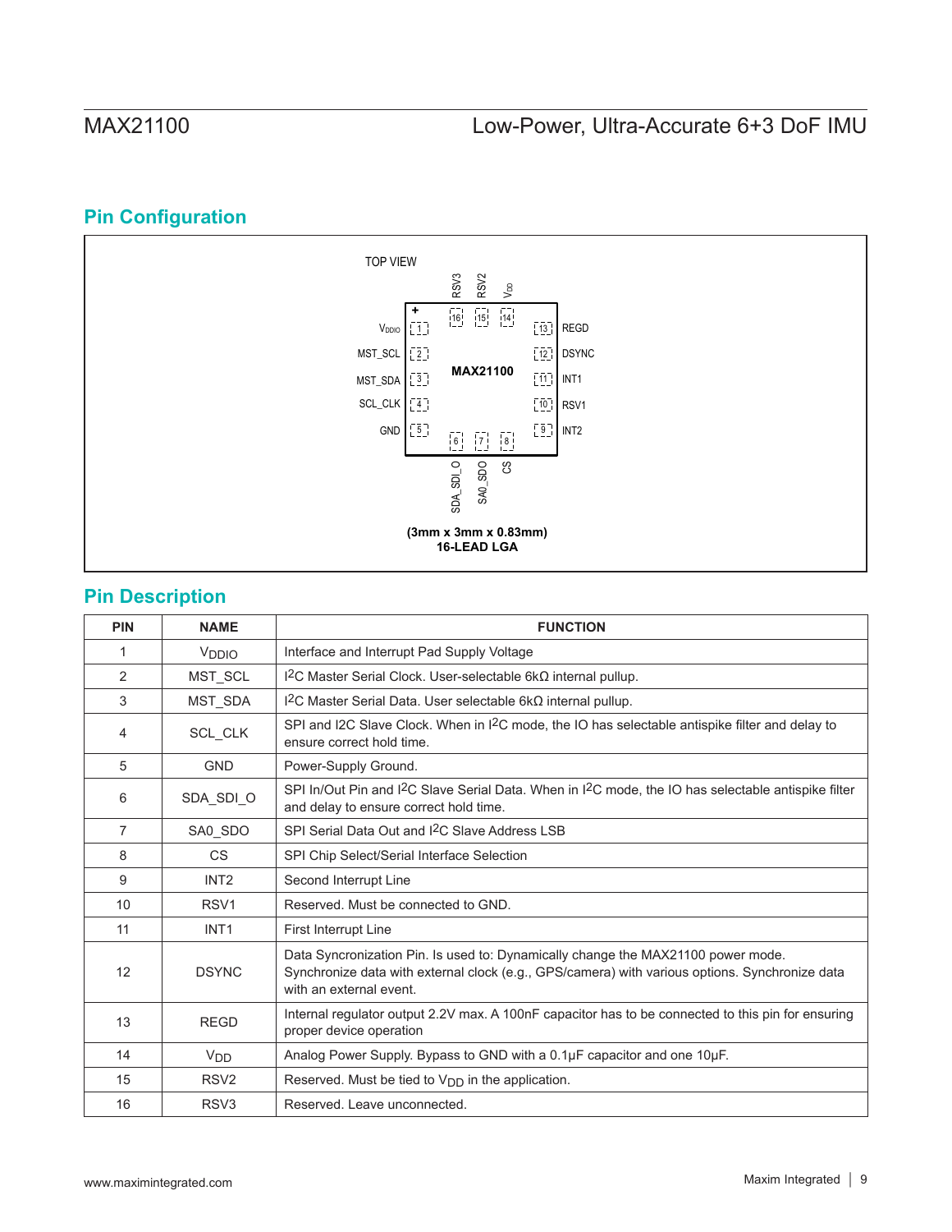## Pin Configuration

TOP VIEW

RSV3 RSV2 $V_{DD}$

16 15 14

$V_{DDIO}$ 1 — 13 REGD

MST_SCL 2 — 12 DSYNC

MST_SDA 3 — 11 INT1

SCL_CLK 4 — 10 RSV1

GND 5 — 9 INT2

6 7 8

SDA_SDI_O SA0_SDO CS

MAX21100

**(3mm x 3mm x 0.83mm)**
**16-LEAD LGA**

## Pin Description

| PIN | NAME | FUNCTION |
|---|---|---|
| 1 | $V_{DDIO}$ | Interface and Interrupt Pad Supply Voltage |
| 2 | MST_SCL | I2C Master Serial Clock. User-selectable 6kΩ internal pullup. |
| 3 | MST_SDA | I2C Master Serial Data. User selectable 6kΩ internal pullup. |
| 4 | SCL_CLK | SPI and I2C Slave Clock. When in I2C mode, the IO has selectable antispike filter and delay to ensure correct hold time. |
| 5 | GND | Power-Supply Ground. |
| 6 | SDA_SDI_O | SPI In/Out Pin and I2C Slave Serial Data. When in I2C mode, the IO has selectable antispike filter and delay to ensure correct hold time. |
| 7 | SA0_SDO | SPI Serial Data Out and I2C Slave Address LSB |
| 8 | CS | SPI Chip Select/Serial Interface Selection |
| 9 | INT2 | Second Interrupt Line |
| 10 | RSV1 | Reserved. Must be connected to GND. |
| 11 | INT1 | First Interrupt Line |
| 12 | DSYNC | Data Syncronization Pin. Is used to: Dynamically change the MAX21100 power mode. Synchronize data with external clock (e.g., GPS/camera) with various options. Synchronize data with an external event. |
| 13 | REGD | Internal regulator output 2.2V max. A 100nF capacitor has to be connected to this pin for ensuring proper device operation |
| 14 | $V_{DD}$ | Analog Power Supply. Bypass to GND with a 0.1µF capacitor and one 10µF. |
| 15 | RSV2 | Reserved. Must be tied to $V_{DD}$ in the application. |
| 16 | RSV3 | Reserved. Leave unconnected. |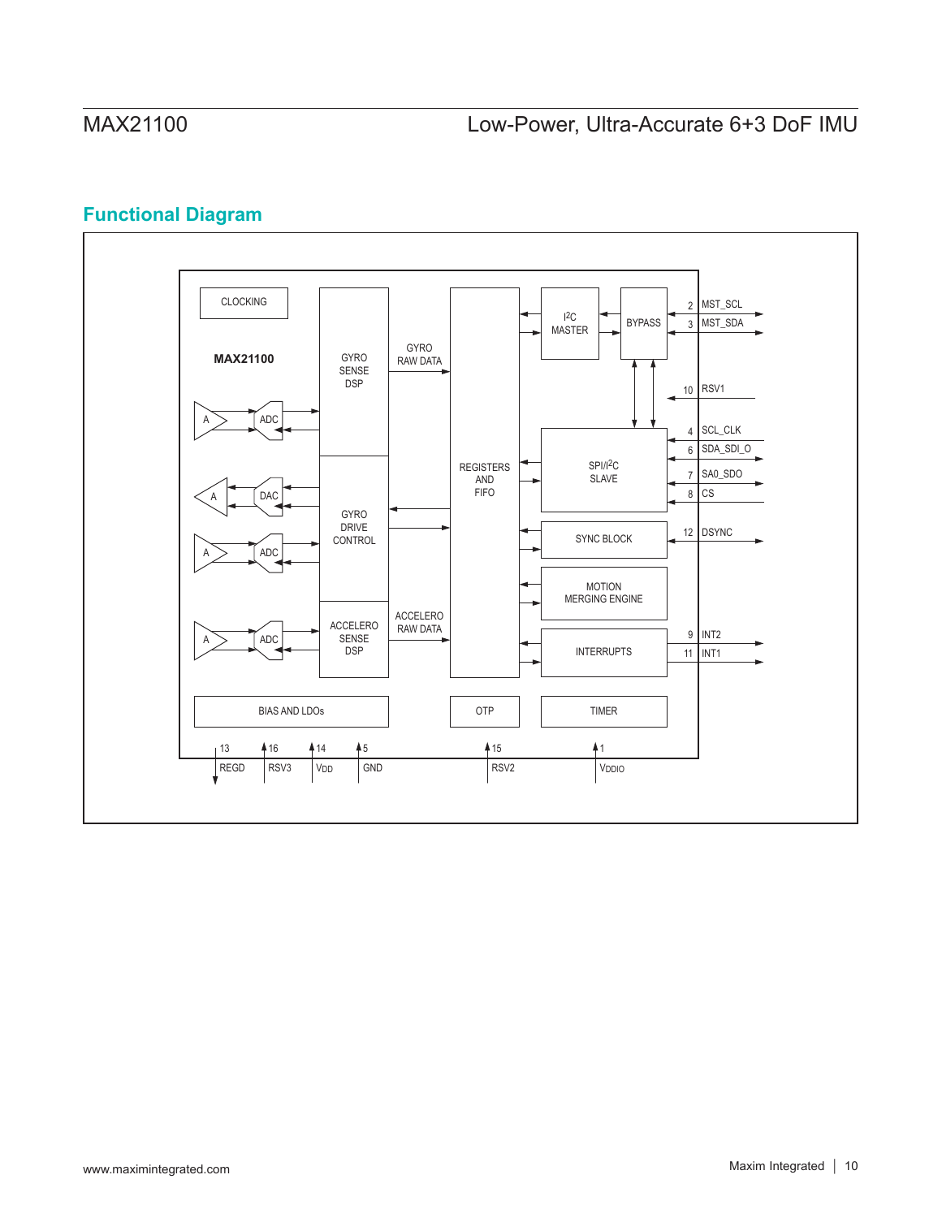## Functional Diagram

MAX21100

CLOCKING

GYRO SENSE DSP

GYRO RAW DATA

REGISTERS AND FIFO

I2C MASTER

BYPASS

2 MST_SCL

3 MST_SDA

10 RSV1

SPI/I2C SLAVE

4 SCL_CLK

6 SDA_SDI_O

7 SA0_SDO

8 CS

GYRO DRIVE CONTROL

SYNC BLOCK

12 DSYNC

MOTION MERGING ENGINE

ACCELERO SENSE DSP

ACCELERO RAW DATA

INTERRUPTS

9 INT2

11 INT1

BIAS AND LDOs

OTP

TIMER

13 REGD

16 RSV3

14 VDD

5 GND

15 RSV2

1 VDDIO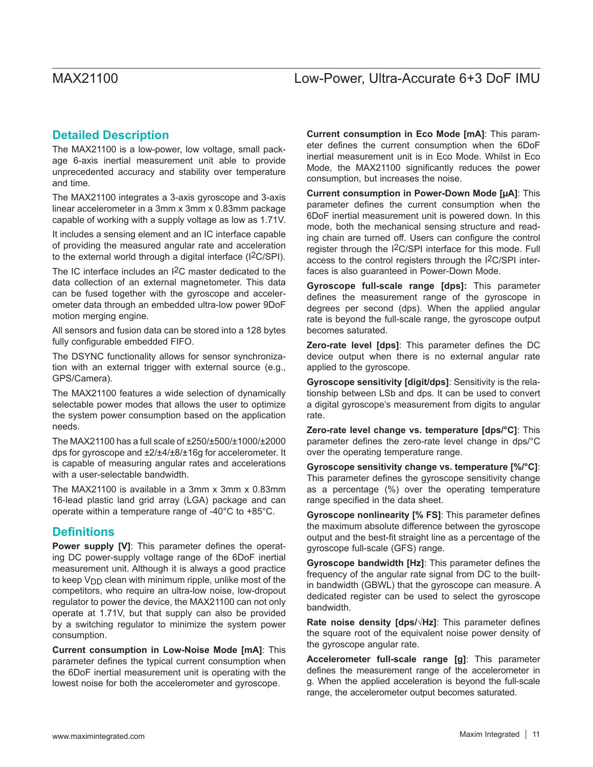## Detailed Description

The MAX21100 is a low-power, low voltage, small package 6-axis inertial measurement unit able to provide unprecedented accuracy and stability over temperature and time.

The MAX21100 integrates a 3-axis gyroscope and 3-axis linear accelerometer in a 3mm x 3mm x 0.83mm package capable of working with a supply voltage as low as 1.71V.

It includes a sensing element and an IC interface capable of providing the measured angular rate and acceleration to the external world through a digital interface ($I^2C$/SPI).

The IC interface includes an $I^2C$ master dedicated to the data collection of an external magnetometer. This data can be fused together with the gyroscope and accelerometer data through an embedded ultra-low power 9DoF motion merging engine.

All sensors and fusion data can be stored into a 128 bytes fully configurable embedded FIFO.

The DSYNC functionality allows for sensor synchronization with an external trigger with external source (e.g., GPS/Camera).

The MAX21100 features a wide selection of dynamically selectable power modes that allows the user to optimize the system power consumption based on the application needs.

The MAX21100 has a full scale of ±250/±500/±1000/±2000 dps for gyroscope and ±2/±4/±8/±16g for accelerometer. It is capable of measuring angular rates and accelerations with a user-selectable bandwidth.

The MAX21100 is available in a 3mm x 3mm x 0.83mm 16-lead plastic land grid array (LGA) package and can operate within a temperature range of -40°C to +85°C.

## Definitions

**Power supply [V]**: This parameter defines the operating DC power-supply voltage range of the 6DoF inertial measurement unit. Although it is always a good practice to keep $V_{DD}$ clean with minimum ripple, unlike most of the competitors, who require an ultra-low noise, low-dropout regulator to power the device, the MAX21100 can not only operate at 1.71V, but that supply can also be provided by a switching regulator to minimize the system power consumption.

**Current consumption in Low-Noise Mode [mA]**: This parameter defines the typical current consumption when the 6DoF inertial measurement unit is operating with the lowest noise for both the accelerometer and gyroscope.

**Current consumption in Eco Mode [mA]**: This parameter defines the current consumption when the 6DoF inertial measurement unit is in Eco Mode. Whilst in Eco Mode, the MAX21100 significantly reduces the power consumption, but increases the noise.

**Current consumption in Power-Down Mode [µA]**: This parameter defines the current consumption when the 6DoF inertial measurement unit is powered down. In this mode, both the mechanical sensing structure and reading chain are turned off. Users can configure the control register through the $I^2C$/SPI interface for this mode. Full access to the control registers through the $I^2C$/SPI interfaces is also guaranteed in Power-Down Mode.

**Gyroscope full-scale range [dps]:** This parameter defines the measurement range of the gyroscope in degrees per second (dps). When the applied angular rate is beyond the full-scale range, the gyroscope output becomes saturated.

**Zero-rate level [dps]**: This parameter defines the DC device output when there is no external angular rate applied to the gyroscope.

**Gyroscope sensitivity [digit/dps]**: Sensitivity is the relationship between LSb and dps. It can be used to convert a digital gyroscope's measurement from digits to angular rate.

**Zero-rate level change vs. temperature [dps/°C]**: This parameter defines the zero-rate level change in dps/°C over the operating temperature range.

**Gyroscope sensitivity change vs. temperature [%/°C]**: This parameter defines the gyroscope sensitivity change as a percentage (%) over the operating temperature range specified in the data sheet.

**Gyroscope nonlinearity [% FS]**: This parameter defines the maximum absolute difference between the gyroscope output and the best-fit straight line as a percentage of the gyroscope full-scale (GFS) range.

**Gyroscope bandwidth [Hz]**: This parameter defines the frequency of the angular rate signal from DC to the built-in bandwidth (GBWL) that the gyroscope can measure. A dedicated register can be used to select the gyroscope bandwidth.

**Rate noise density [dps/√Hz]**: This parameter defines the square root of the equivalent noise power density of the gyroscope angular rate.

**Accelerometer full-scale range [g]**: This parameter defines the measurement range of the accelerometer in g. When the applied acceleration is beyond the full-scale range, the accelerometer output becomes saturated.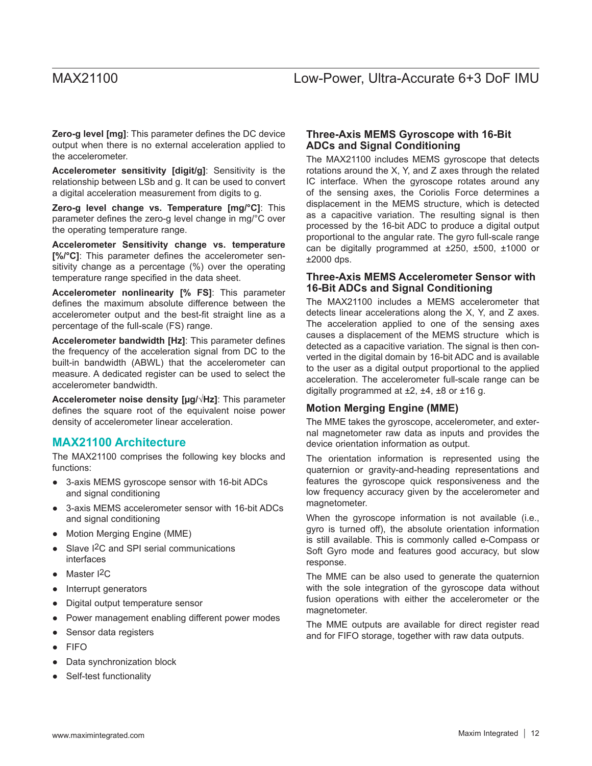**Zero-g level [mg]**: This parameter defines the DC device output when there is no external acceleration applied to the accelerometer.

**Accelerometer sensitivity [digit/g]**: Sensitivity is the relationship between LSb and g. It can be used to convert a digital acceleration measurement from digits to g.

**Zero-g level change vs. Temperature [mg/°C]**: This parameter defines the zero-g level change in mg/°C over the operating temperature range.

**Accelerometer Sensitivity change vs. temperature [%/°C]**: This parameter defines the accelerometer sensitivity change as a percentage (%) over the operating temperature range specified in the data sheet.

**Accelerometer nonlinearity [% FS]**: This parameter defines the maximum absolute difference between the accelerometer output and the best-fit straight line as a percentage of the full-scale (FS) range.

**Accelerometer bandwidth [Hz]**: This parameter defines the frequency of the acceleration signal from DC to the built-in bandwidth (ABWL) that the accelerometer can measure. A dedicated register can be used to select the accelerometer bandwidth.

**Accelerometer noise density [µg/√Hz]**: This parameter defines the square root of the equivalent noise power density of accelerometer linear acceleration.

## MAX21100 Architecture

The MAX21100 comprises the following key blocks and functions:

- 3-axis MEMS gyroscope sensor with 16-bit ADCs and signal conditioning
- 3-axis MEMS accelerometer sensor with 16-bit ADCs and signal conditioning
- Motion Merging Engine (MME)
- Slave I2C and SPI serial communications interfaces
- Master I2C
- Interrupt generators
- Digital output temperature sensor
- Power management enabling different power modes
- Sensor data registers
- FIFO
- Data synchronization block
- Self-test functionality

### Three-Axis MEMS Gyroscope with 16-Bit ADCs and Signal Conditioning

The MAX21100 includes MEMS gyroscope that detects rotations around the X, Y, and Z axes through the related IC interface. When the gyroscope rotates around any of the sensing axes, the Coriolis Force determines a displacement in the MEMS structure, which is detected as a capacitive variation. The resulting signal is then processed by the 16-bit ADC to produce a digital output proportional to the angular rate. The gyro full-scale range can be digitally programmed at ±250, ±500, ±1000 or ±2000 dps.

### Three-Axis MEMS Accelerometer Sensor with 16-Bit ADCs and Signal Conditioning

The MAX21100 includes a MEMS accelerometer that detects linear accelerations along the X, Y, and Z axes. The acceleration applied to one of the sensing axes causes a displacement of the MEMS structure which is detected as a capacitive variation. The signal is then converted in the digital domain by 16-bit ADC and is available to the user as a digital output proportional to the applied acceleration. The accelerometer full-scale range can be digitally programmed at ±2, ±4, ±8 or ±16 g.

### Motion Merging Engine (MME)

The MME takes the gyroscope, accelerometer, and external magnetometer raw data as inputs and provides the device orientation information as output.

The orientation information is represented using the quaternion or gravity-and-heading representations and features the gyroscope quick responsiveness and the low frequency accuracy given by the accelerometer and magnetometer.

When the gyroscope information is not available (i.e., gyro is turned off), the absolute orientation information is still available. This is commonly called e-Compass or Soft Gyro mode and features good accuracy, but slow response.

The MME can be also used to generate the quaternion with the sole integration of the gyroscope data without fusion operations with either the accelerometer or the magnetometer.

The MME outputs are available for direct register read and for FIFO storage, together with raw data outputs.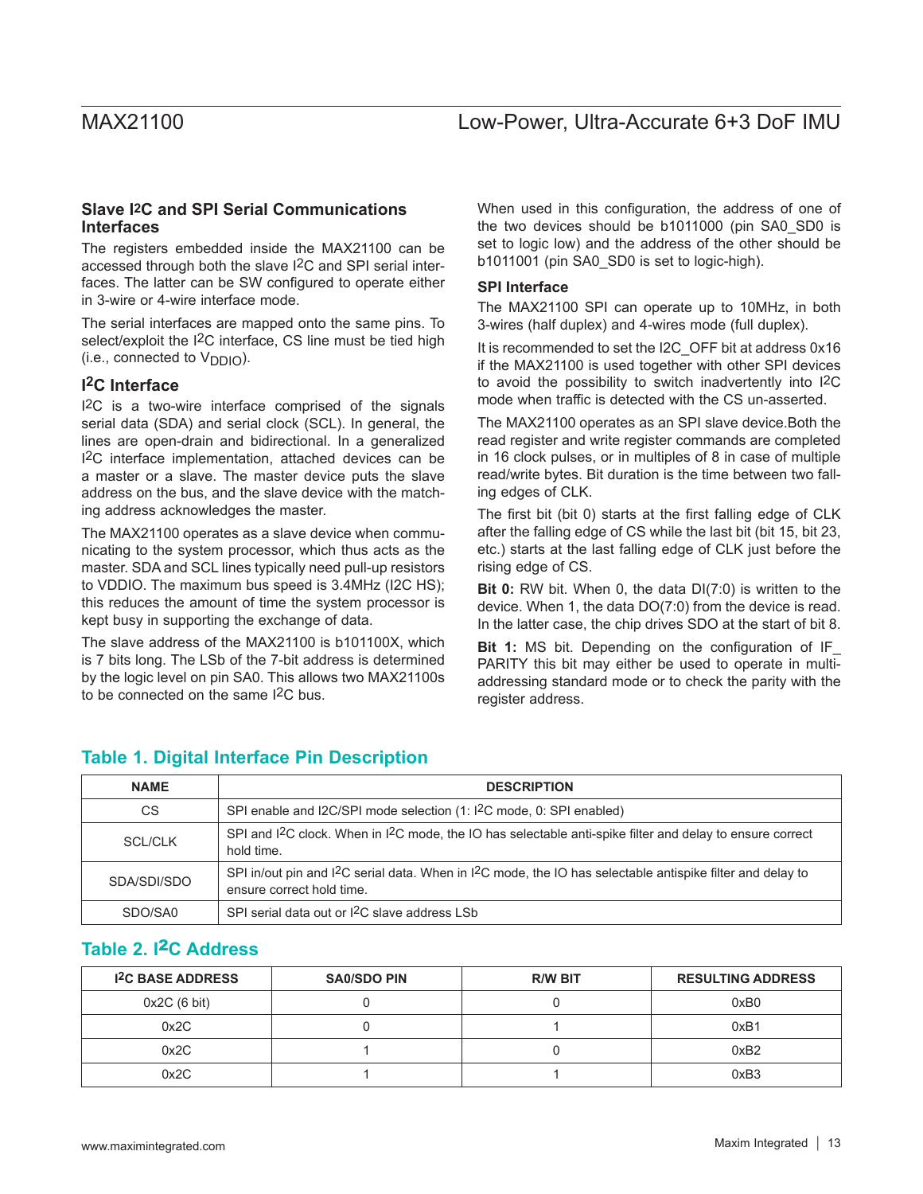## Slave I2C and SPI Serial Communications Interfaces

The registers embedded inside the MAX21100 can be accessed through both the slave I2C and SPI serial interfaces. The latter can be SW configured to operate either in 3-wire or 4-wire interface mode.

The serial interfaces are mapped onto the same pins. To select/exploit the I2C interface, CS line must be tied high (i.e., connected to $V_{DDIO}$).

### I2C Interface

I2C is a two-wire interface comprised of the signals serial data (SDA) and serial clock (SCL). In general, the lines are open-drain and bidirectional. In a generalized I2C interface implementation, attached devices can be a master or a slave. The master device puts the slave address on the bus, and the slave device with the matching address acknowledges the master.

The MAX21100 operates as a slave device when communicating to the system processor, which thus acts as the master. SDA and SCL lines typically need pull-up resistors to VDDIO. The maximum bus speed is 3.4MHz (I2C HS); this reduces the amount of time the system processor is kept busy in supporting the exchange of data.

The slave address of the MAX21100 is b101100X, which is 7 bits long. The LSb of the 7-bit address is determined by the logic level on pin SA0. This allows two MAX21100s to be connected on the same I2C bus.

When used in this configuration, the address of one of the two devices should be b1011000 (pin SA0_SD0 is set to logic low) and the address of the other should be b1011001 (pin SA0_SD0 is set to logic-high).

### SPI Interface

The MAX21100 SPI can operate up to 10MHz, in both 3-wires (half duplex) and 4-wires mode (full duplex).

It is recommended to set the I2C_OFF bit at address 0x16 if the MAX21100 is used together with other SPI devices to avoid the possibility to switch inadvertently into I2C mode when traffic is detected with the CS un-asserted.

The MAX21100 operates as an SPI slave device.Both the read register and write register commands are completed in 16 clock pulses, or in multiples of 8 in case of multiple read/write bytes. Bit duration is the time between two falling edges of CLK.

The first bit (bit 0) starts at the first falling edge of CLK after the falling edge of CS while the last bit (bit 15, bit 23, etc.) starts at the last falling edge of CLK just before the rising edge of CS.

**Bit 0:** RW bit. When 0, the data DI(7:0) is written to the device. When 1, the data DO(7:0) from the device is read. In the latter case, the chip drives SDO at the start of bit 8.

**Bit 1:** MS bit. Depending on the configuration of IF_PARITY this bit may either be used to operate in multi-addressing standard mode or to check the parity with the register address.

### Table 1. Digital Interface Pin Description

| NAME | DESCRIPTION |
|---|---|
| CS | SPI enable and I2C/SPI mode selection (1: I2C mode, 0: SPI enabled) |
| SCL/CLK | SPI and I2C clock. When in I2C mode, the IO has selectable anti-spike filter and delay to ensure correct hold time. |
| SDA/SDI/SDO | SPI in/out pin and I2C serial data. When in I2C mode, the IO has selectable antispike filter and delay to ensure correct hold time. |
| SDO/SA0 | SPI serial data out or I2C slave address LSb |

### Table 2. I2C Address

| I2C BASE ADDRESS | SA0/SDO PIN | R/W BIT | RESULTING ADDRESS |
|---|---|---|---|
| 0x2C (6 bit) | 0 | 0 | 0xB0 |
| 0x2C | 0 | 1 | 0xB1 |
| 0x2C | 1 | 0 | 0xB2 |
| 0x2C | 1 | 1 | 0xB3 |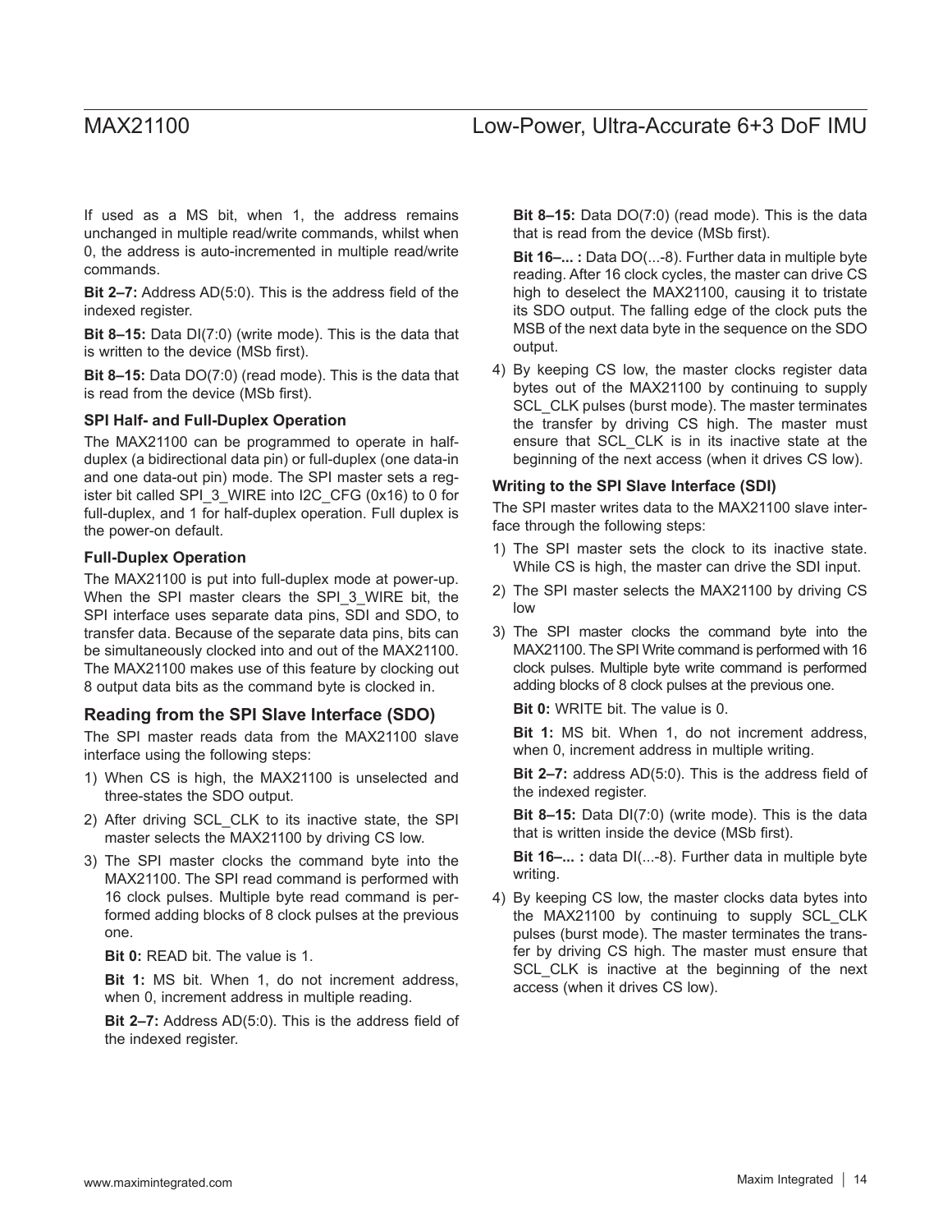If used as a MS bit, when 1, the address remains unchanged in multiple read/write commands, whilst when 0, the address is auto-incremented in multiple read/write commands.

**Bit 2–7:** Address AD(5:0). This is the address field of the indexed register.

**Bit 8–15:** Data DI(7:0) (write mode). This is the data that is written to the device (MSb first).

**Bit 8–15:** Data DO(7:0) (read mode). This is the data that is read from the device (MSb first).

### SPI Half- and Full-Duplex Operation

The MAX21100 can be programmed to operate in half-duplex (a bidirectional data pin) or full-duplex (one data-in and one data-out pin) mode. The SPI master sets a register bit called SPI_3_WIRE into I2C_CFG (0x16) to 0 for full-duplex, and 1 for half-duplex operation. Full duplex is the power-on default.

### Full-Duplex Operation

The MAX21100 is put into full-duplex mode at power-up. When the SPI master clears the SPI_3_WIRE bit, the SPI interface uses separate data pins, SDI and SDO, to transfer data. Because of the separate data pins, bits can be simultaneously clocked into and out of the MAX21100. The MAX21100 makes use of this feature by clocking out 8 output data bits as the command byte is clocked in.

## Reading from the SPI Slave Interface (SDO)

The SPI master reads data from the MAX21100 slave interface using the following steps:

1) When CS is high, the MAX21100 is unselected and three-states the SDO output.
2) After driving SCL_CLK to its inactive state, the SPI master selects the MAX21100 by driving CS low.
3) The SPI master clocks the command byte into the MAX21100. The SPI read command is performed with 16 clock pulses. Multiple byte read command is performed adding blocks of 8 clock pulses at the previous one.

   **Bit 0:** READ bit. The value is 1.

   **Bit 1:** MS bit. When 1, do not increment address, when 0, increment address in multiple reading.

   **Bit 2–7:** Address AD(5:0). This is the address field of the indexed register.

   **Bit 8–15:** Data DO(7:0) (read mode). This is the data that is read from the device (MSb first).

   **Bit 16–... :** Data DO(...-8). Further data in multiple byte reading. After 16 clock cycles, the master can drive CS high to deselect the MAX21100, causing it to tristate its SDO output. The falling edge of the clock puts the MSB of the next data byte in the sequence on the SDO output.
4) By keeping CS low, the master clocks register data bytes out of the MAX21100 by continuing to supply SCL_CLK pulses (burst mode). The master terminates the transfer by driving CS high. The master must ensure that SCL_CLK is in its inactive state at the beginning of the next access (when it drives CS low).

### Writing to the SPI Slave Interface (SDI)

The SPI master writes data to the MAX21100 slave interface through the following steps:

1) The SPI master sets the clock to its inactive state. While CS is high, the master can drive the SDI input.
2) The SPI master selects the MAX21100 by driving CS low
3) The SPI master clocks the command byte into the MAX21100. The SPI Write command is performed with 16 clock pulses. Multiple byte write command is performed adding blocks of 8 clock pulses at the previous one.

   **Bit 0:** WRITE bit. The value is 0.

   **Bit 1:** MS bit. When 1, do not increment address, when 0, increment address in multiple writing.

   **Bit 2–7:** address AD(5:0). This is the address field of the indexed register.

   **Bit 8–15:** Data DI(7:0) (write mode). This is the data that is written inside the device (MSb first).

   **Bit 16–... :** data DI(...-8). Further data in multiple byte writing.
4) By keeping CS low, the master clocks data bytes into the MAX21100 by continuing to supply SCL_CLK pulses (burst mode). The master terminates the transfer by driving CS high. The master must ensure that SCL_CLK is inactive at the beginning of the next access (when it drives CS low).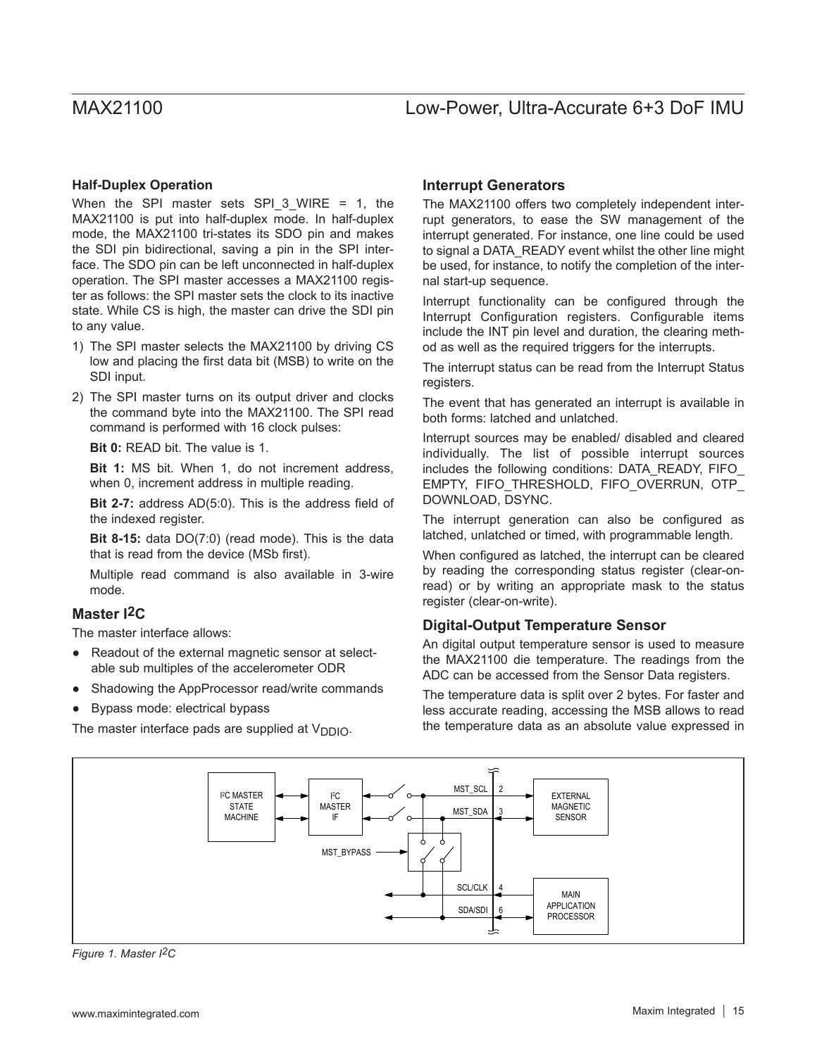### Half-Duplex Operation

When the SPI master sets SPI_3_WIRE = 1, the MAX21100 is put into half-duplex mode. In half-duplex mode, the MAX21100 tri-states its SDO pin and makes the SDI pin bidirectional, saving a pin in the SPI interface. The SDO pin can be left unconnected in half-duplex operation. The SPI master accesses a MAX21100 register as follows: the SPI master sets the clock to its inactive state. While CS is high, the master can drive the SDI pin to any value.

1) The SPI master selects the MAX21100 by driving CS low and placing the first data bit (MSB) to write on the SDI input.
2) The SPI master turns on its output driver and clocks the command byte into the MAX21100. The SPI read command is performed with 16 clock pulses:

   **Bit 0:** READ bit. The value is 1.

   **Bit 1:** MS bit. When 1, do not increment address, when 0, increment address in multiple reading.

   **Bit 2-7:** address AD(5:0). This is the address field of the indexed register.

   **Bit 8-15:** data DO(7:0) (read mode). This is the data that is read from the device (MSb first).

   Multiple read command is also available in 3-wire mode.

## Master I2C

The master interface allows:

- Readout of the external magnetic sensor at selectable sub multiples of the accelerometer ODR
- Shadowing the AppProcessor read/write commands
- Bypass mode: electrical bypass

The master interface pads are supplied at $V_{DDIO}$.

## Interrupt Generators

The MAX21100 offers two completely independent interrupt generators, to ease the SW management of the interrupt generated. For instance, one line could be used to signal a DATA_READY event whilst the other line might be used, for instance, to notify the completion of the internal start-up sequence.

Interrupt functionality can be configured through the Interrupt Configuration registers. Configurable items include the INT pin level and duration, the clearing method as well as the required triggers for the interrupts.

The interrupt status can be read from the Interrupt Status registers.

The event that has generated an interrupt is available in both forms: latched and unlatched.

Interrupt sources may be enabled/ disabled and cleared individually. The list of possible interrupt sources includes the following conditions: DATA_READY, FIFO_EMPTY, FIFO_THRESHOLD, FIFO_OVERRUN, OTP_DOWNLOAD, DSYNC.

The interrupt generation can also be configured as latched, unlatched or timed, with programmable length.

When configured as latched, the interrupt can be cleared by reading the corresponding status register (clear-on-read) or by writing an appropriate mask to the status register (clear-on-write).

## Digital-Output Temperature Sensor

An digital output temperature sensor is used to measure the MAX21100 die temperature. The readings from the ADC can be accessed from the Sensor Data registers.

The temperature data is split over 2 bytes. For faster and less accurate reading, accessing the MSB allows to read the temperature data as an absolute value expressed in

I2C MASTER STATE MACHINE | I2C MASTER IF | MST_SCL 2 | MST_SDA 3 | EXTERNAL MAGNETIC SENSOR | MST_BYPASS | SCL/CLK 4 | SDA/SDI 6 | MAIN APPLICATION PROCESSOR

*Figure 1. Master I2C*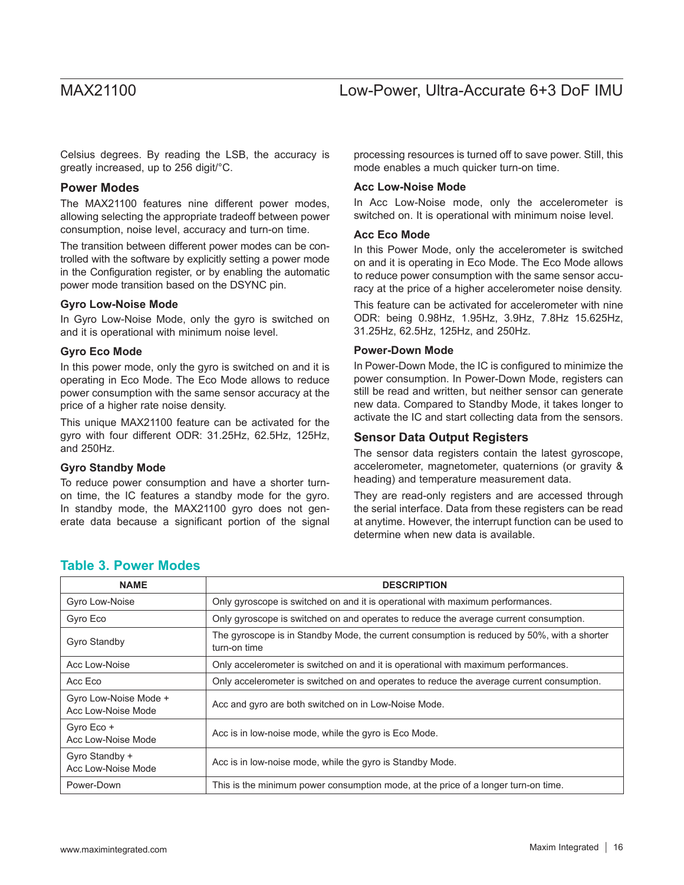Celsius degrees. By reading the LSB, the accuracy is greatly increased, up to 256 digit/°C.

## Power Modes

The MAX21100 features nine different power modes, allowing selecting the appropriate tradeoff between power consumption, noise level, accuracy and turn-on time.

The transition between different power modes can be controlled with the software by explicitly setting a power mode in the Configuration register, or by enabling the automatic power mode transition based on the DSYNC pin.

### Gyro Low-Noise Mode

In Gyro Low-Noise Mode, only the gyro is switched on and it is operational with minimum noise level.

### Gyro Eco Mode

In this power mode, only the gyro is switched on and it is operating in Eco Mode. The Eco Mode allows to reduce power consumption with the same sensor accuracy at the price of a higher rate noise density.

This unique MAX21100 feature can be activated for the gyro with four different ODR: 31.25Hz, 62.5Hz, 125Hz, and 250Hz.

### Gyro Standby Mode

To reduce power consumption and have a shorter turn-on time, the IC features a standby mode for the gyro. In standby mode, the MAX21100 gyro does not generate data because a significant portion of the signal processing resources is turned off to save power. Still, this mode enables a much quicker turn-on time.

### Acc Low-Noise Mode

In Acc Low-Noise mode, only the accelerometer is switched on. It is operational with minimum noise level.

### Acc Eco Mode

In this Power Mode, only the accelerometer is switched on and it is operating in Eco Mode. The Eco Mode allows to reduce power consumption with the same sensor accuracy at the price of a higher accelerometer noise density.

This feature can be activated for accelerometer with nine ODR: being 0.98Hz, 1.95Hz, 3.9Hz, 7.8Hz 15.625Hz, 31.25Hz, 62.5Hz, 125Hz, and 250Hz.

### Power-Down Mode

In Power-Down Mode, the IC is configured to minimize the power consumption. In Power-Down Mode, registers can still be read and written, but neither sensor can generate new data. Compared to Standby Mode, it takes longer to activate the IC and start collecting data from the sensors.

## Sensor Data Output Registers

The sensor data registers contain the latest gyroscope, accelerometer, magnetometer, quaternions (or gravity & heading) and temperature measurement data.

They are read-only registers and are accessed through the serial interface. Data from these registers can be read at anytime. However, the interrupt function can be used to determine when new data is available.

## Table 3. Power Modes

| NAME | DESCRIPTION |
|---|---|
| Gyro Low-Noise | Only gyroscope is switched on and it is operational with maximum performances. |
| Gyro Eco | Only gyroscope is switched on and operates to reduce the average current consumption. |
| Gyro Standby | The gyroscope is in Standby Mode, the current consumption is reduced by 50%, with a shorter turn-on time |
| Acc Low-Noise | Only accelerometer is switched on and it is operational with maximum performances. |
| Acc Eco | Only accelerometer is switched on and operates to reduce the average current consumption. |
| Gyro Low-Noise Mode + Acc Low-Noise Mode | Acc and gyro are both switched on in Low-Noise Mode. |
| Gyro Eco + Acc Low-Noise Mode | Acc is in low-noise mode, while the gyro is Eco Mode. |
| Gyro Standby + Acc Low-Noise Mode | Acc is in low-noise mode, while the gyro is Standby Mode. |
| Power-Down | This is the minimum power consumption mode, at the price of a longer turn-on time. |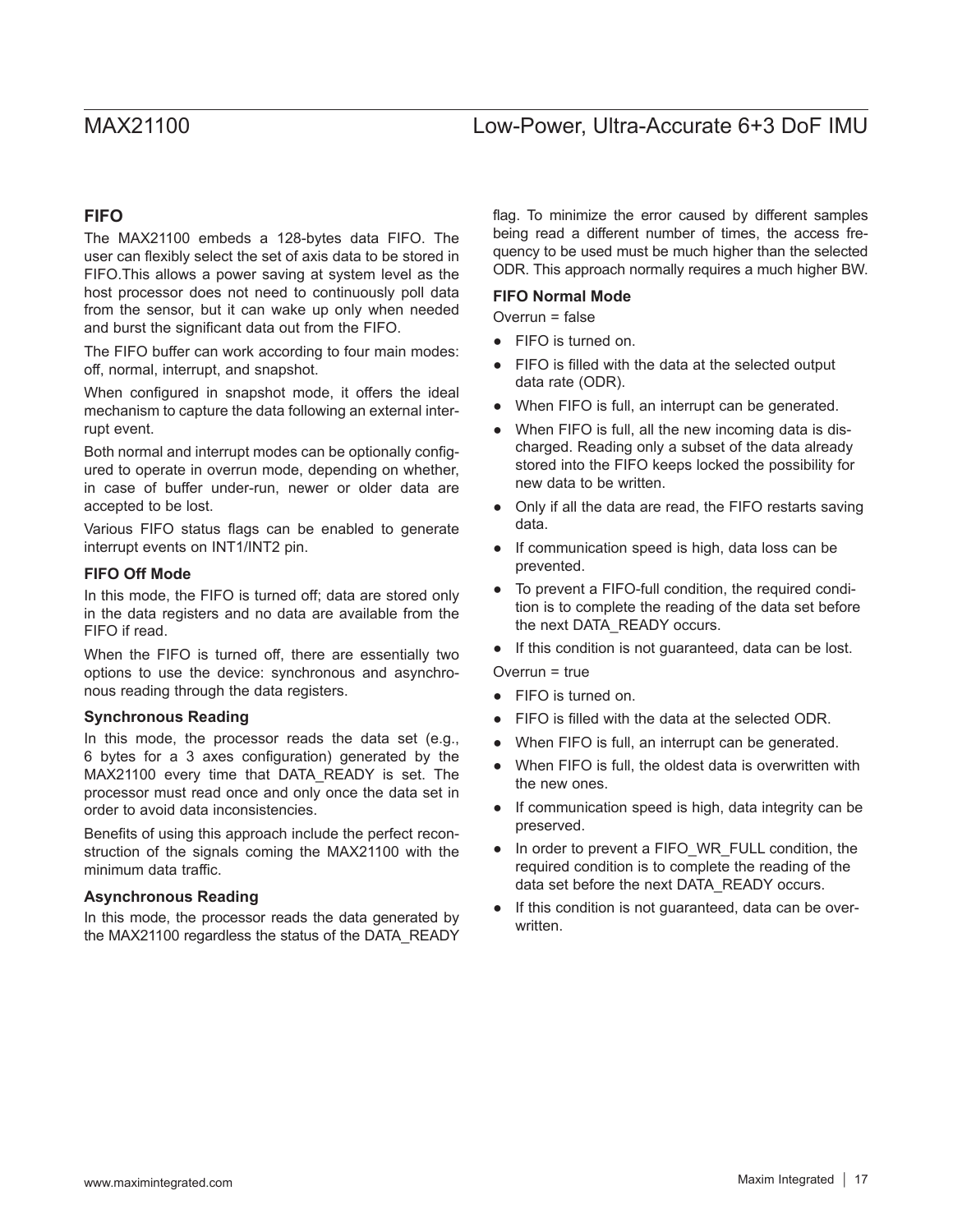## FIFO

The MAX21100 embeds a 128-bytes data FIFO. The user can flexibly select the set of axis data to be stored in FIFO.This allows a power saving at system level as the host processor does not need to continuously poll data from the sensor, but it can wake up only when needed and burst the significant data out from the FIFO.

The FIFO buffer can work according to four main modes: off, normal, interrupt, and snapshot.

When configured in snapshot mode, it offers the ideal mechanism to capture the data following an external interrupt event.

Both normal and interrupt modes can be optionally configured to operate in overrun mode, depending on whether, in case of buffer under-run, newer or older data are accepted to be lost.

Various FIFO status flags can be enabled to generate interrupt events on INT1/INT2 pin.

### FIFO Off Mode

In this mode, the FIFO is turned off; data are stored only in the data registers and no data are available from the FIFO if read.

When the FIFO is turned off, there are essentially two options to use the device: synchronous and asynchronous reading through the data registers.

#### Synchronous Reading

In this mode, the processor reads the data set (e.g., 6 bytes for a 3 axes configuration) generated by the MAX21100 every time that DATA_READY is set. The processor must read once and only once the data set in order to avoid data inconsistencies.

Benefits of using this approach include the perfect reconstruction of the signals coming the MAX21100 with the minimum data traffic.

#### Asynchronous Reading

In this mode, the processor reads the data generated by the MAX21100 regardless the status of the DATA_READY flag. To minimize the error caused by different samples being read a different number of times, the access frequency to be used must be much higher than the selected ODR. This approach normally requires a much higher BW.

### FIFO Normal Mode

Overrun = false

- FIFO is turned on.
- FIFO is filled with the data at the selected output data rate (ODR).
- When FIFO is full, an interrupt can be generated.
- When FIFO is full, all the new incoming data is discharged. Reading only a subset of the data already stored into the FIFO keeps locked the possibility for new data to be written.
- Only if all the data are read, the FIFO restarts saving data.
- If communication speed is high, data loss can be prevented.
- To prevent a FIFO-full condition, the required condition is to complete the reading of the data set before the next DATA_READY occurs.
- If this condition is not guaranteed, data can be lost.

Overrun = true

- FIFO is turned on.
- FIFO is filled with the data at the selected ODR.
- When FIFO is full, an interrupt can be generated.
- When FIFO is full, the oldest data is overwritten with the new ones.
- If communication speed is high, data integrity can be preserved.
- In order to prevent a FIFO_WR_FULL condition, the required condition is to complete the reading of the data set before the next DATA_READY occurs.
- If this condition is not guaranteed, data can be overwritten.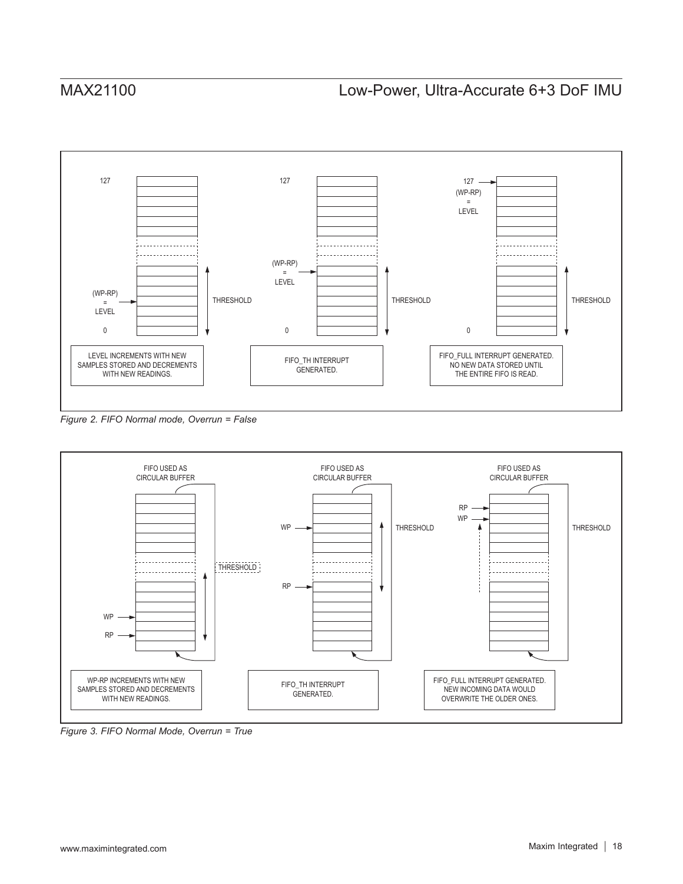LEVEL INCREMENTS WITH NEW SAMPLES STORED AND DECREMENTS WITH NEW READINGS.

FIFO_TH INTERRUPT GENERATED.

FIFO_FULL INTERRUPT GENERATED. NO NEW DATA STORED UNTIL THE ENTIRE FIFO IS READ.

*Figure 2. FIFO Normal mode, Overrun = False*

WP-RP INCREMENTS WITH NEW SAMPLES STORED AND DECREMENTS WITH NEW READINGS.

FIFO_TH INTERRUPT GENERATED.

FIFO_FULL INTERRUPT GENERATED. NEW INCOMING DATA WOULD OVERWRITE THE OLDER ONES.

*Figure 3. FIFO Normal Mode, Overrun = True*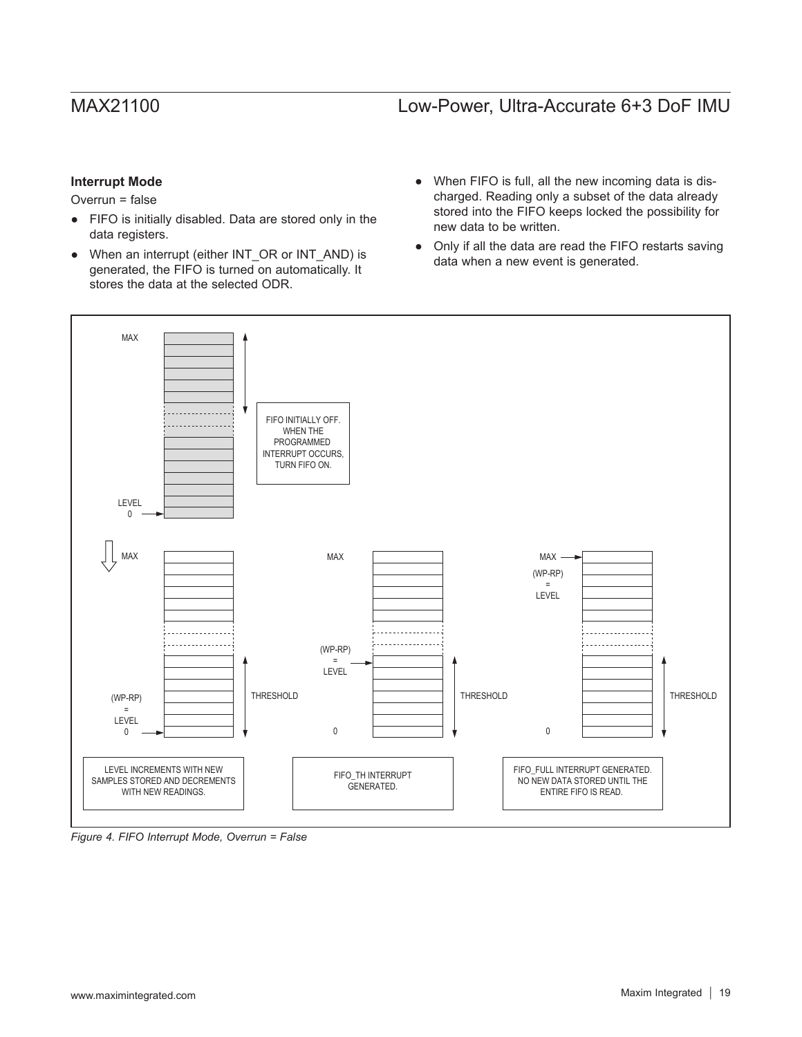### Interrupt Mode

Overrun = false

- FIFO is initially disabled. Data are stored only in the data registers.
- When an interrupt (either INT_OR or INT_AND) is generated, the FIFO is turned on automatically. It stores the data at the selected ODR.
- When FIFO is full, all the new incoming data is discharged. Reading only a subset of the data already stored into the FIFO keeps locked the possibility for new data to be written.
- Only if all the data are read the FIFO restarts saving data when a new event is generated.

MAX

FIFO INITIALLY OFF. WHEN THE PROGRAMMED INTERRUPT OCCURS, TURN FIFO ON.

LEVEL 0

MAX | THRESHOLD | (WP-RP) = LEVEL 0

LEVEL INCREMENTS WITH NEW SAMPLES STORED AND DECREMENTS WITH NEW READINGS.

MAX | (WP-RP) = LEVEL | THRESHOLD | 0

FIFO_TH INTERRUPT GENERATED.

MAX | (WP-RP) = LEVEL | THRESHOLD | 0

FIFO_FULL INTERRUPT GENERATED. NO NEW DATA STORED UNTIL THE ENTIRE FIFO IS READ.

*Figure 4. FIFO Interrupt Mode, Overrun = False*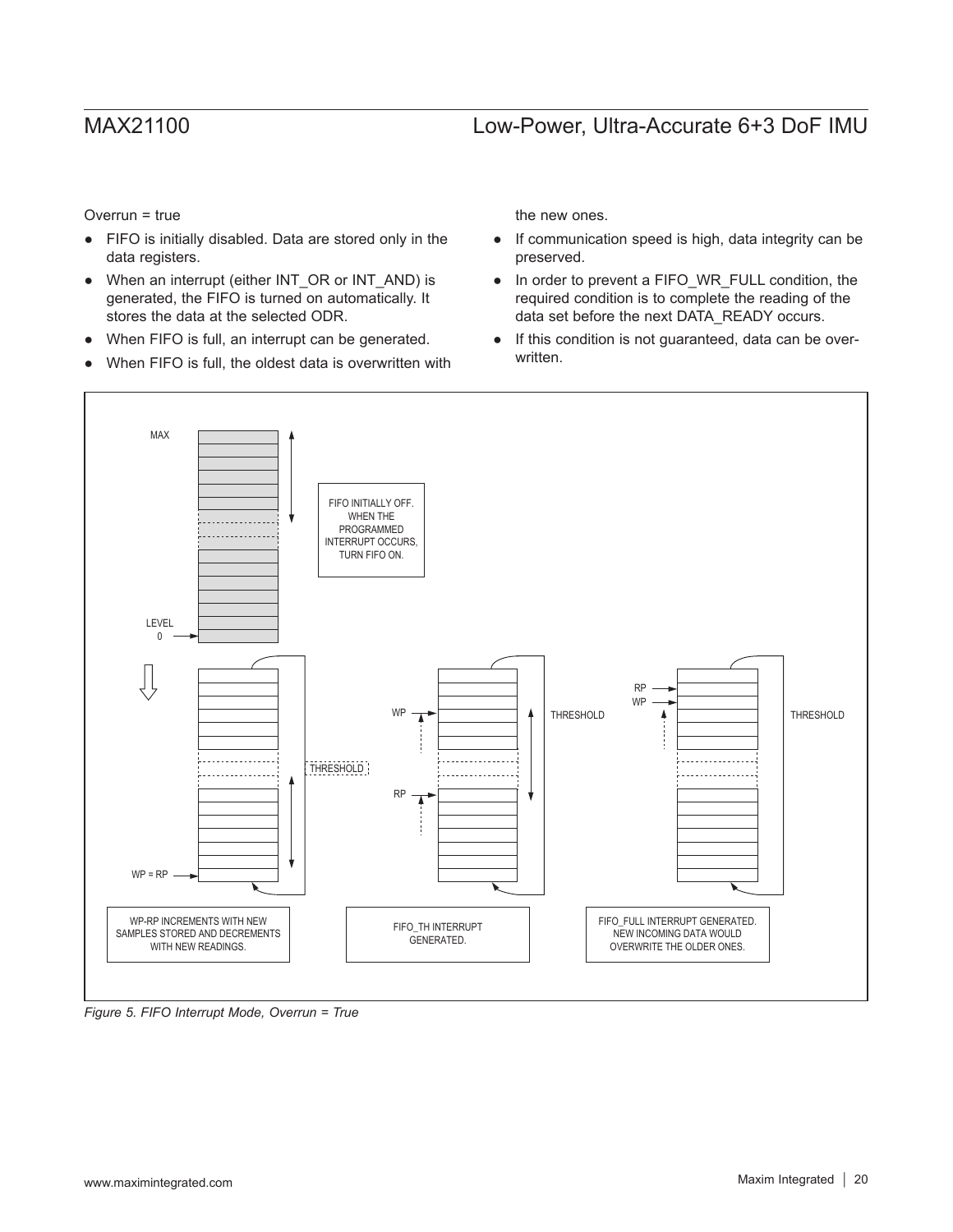Overrun = true

- FIFO is initially disabled. Data are stored only in the data registers.
- When an interrupt (either INT_OR or INT_AND) is generated, the FIFO is turned on automatically. It stores the data at the selected ODR.
- When FIFO is full, an interrupt can be generated.
- When FIFO is full, the oldest data is overwritten with the new ones.
- If communication speed is high, data integrity can be preserved.
- In order to prevent a FIFO_WR_FULL condition, the required condition is to complete the reading of the data set before the next DATA_READY occurs.
- If this condition is not guaranteed, data can be overwritten.

MAX

FIFO INITIALLY OFF. WHEN THE PROGRAMMED INTERRUPT OCCURS, TURN FIFO ON.

LEVEL 0

THRESHOLD

WP = RP

WP

RP

THRESHOLD

RP

WP

THRESHOLD

WP-RP INCREMENTS WITH NEW SAMPLES STORED AND DECREMENTS WITH NEW READINGS.

FIFO_TH INTERRUPT GENERATED.

FIFO_FULL INTERRUPT GENERATED. NEW INCOMING DATA WOULD OVERWRITE THE OLDER ONES.

*Figure 5. FIFO Interrupt Mode, Overrun = True*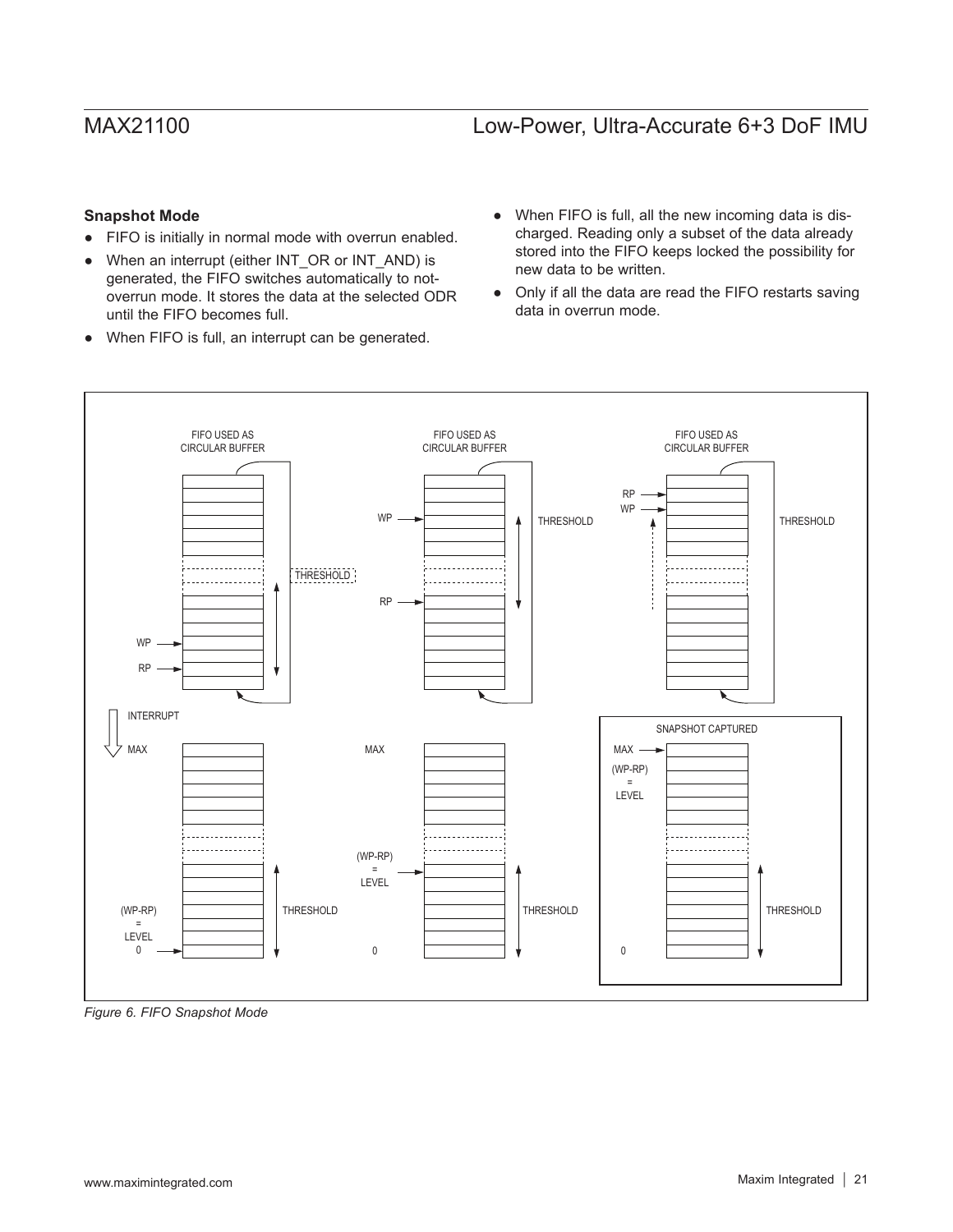### Snapshot Mode

- FIFO is initially in normal mode with overrun enabled.
- When an interrupt (either INT_OR or INT_AND) is generated, the FIFO switches automatically to not-overrun mode. It stores the data at the selected ODR until the FIFO becomes full.
- When FIFO is full, an interrupt can be generated.
- When FIFO is full, all the new incoming data is discharged. Reading only a subset of the data already stored into the FIFO keeps locked the possibility for new data to be written.
- Only if all the data are read the FIFO restarts saving data in overrun mode.

*Figure 6. FIFO Snapshot Mode*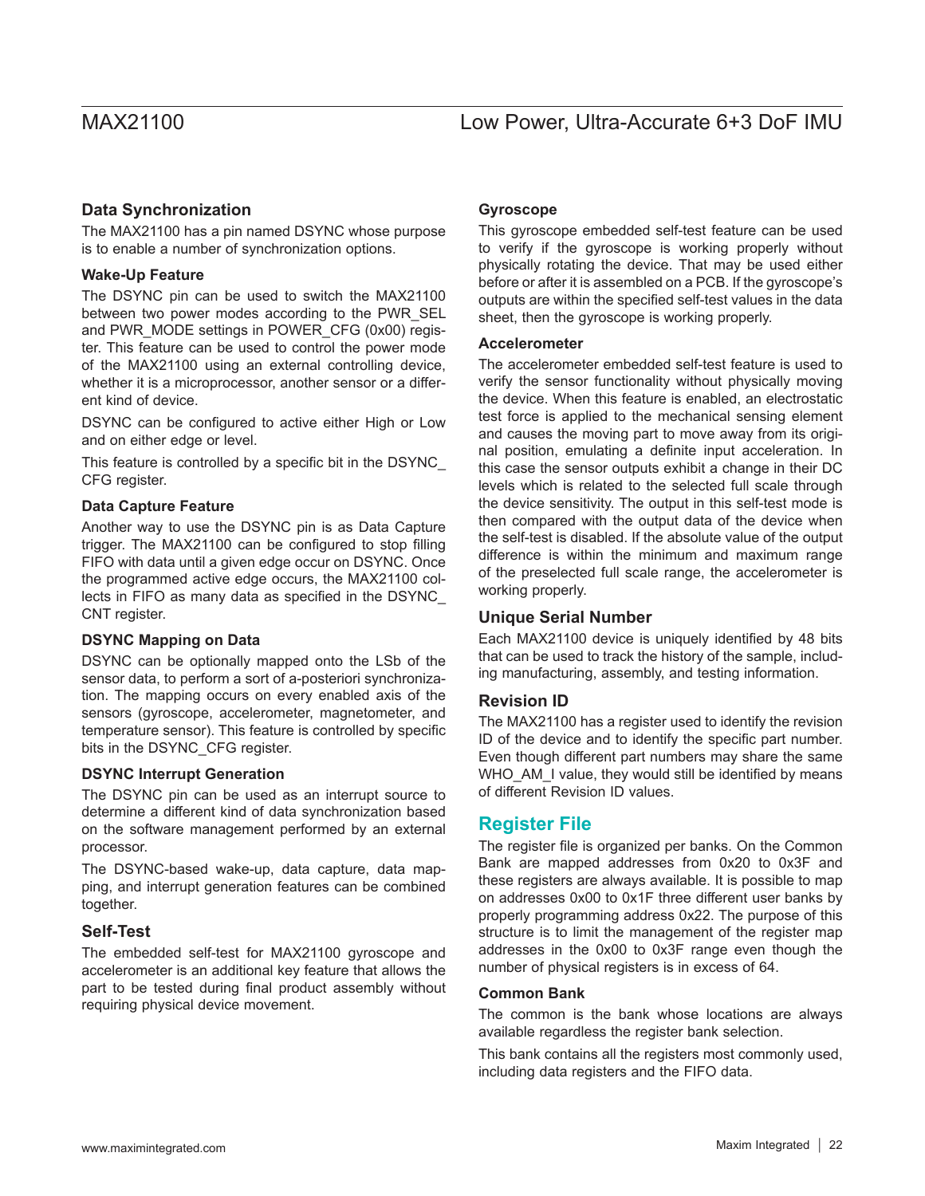## Data Synchronization

The MAX21100 has a pin named DSYNC whose purpose is to enable a number of synchronization options.

### Wake-Up Feature

The DSYNC pin can be used to switch the MAX21100 between two power modes according to the PWR_SEL and PWR_MODE settings in POWER_CFG (0x00) register. This feature can be used to control the power mode of the MAX21100 using an external controlling device, whether it is a microprocessor, another sensor or a different kind of device.

DSYNC can be configured to active either High or Low and on either edge or level.

This feature is controlled by a specific bit in the DSYNC_CFG register.

### Data Capture Feature

Another way to use the DSYNC pin is as Data Capture trigger. The MAX21100 can be configured to stop filling FIFO with data until a given edge occur on DSYNC. Once the programmed active edge occurs, the MAX21100 collects in FIFO as many data as specified in the DSYNC_CNT register.

### DSYNC Mapping on Data

DSYNC can be optionally mapped onto the LSb of the sensor data, to perform a sort of a-posteriori synchronization. The mapping occurs on every enabled axis of the sensors (gyroscope, accelerometer, magnetometer, and temperature sensor). This feature is controlled by specific bits in the DSYNC_CFG register.

### DSYNC Interrupt Generation

The DSYNC pin can be used as an interrupt source to determine a different kind of data synchronization based on the software management performed by an external processor.

The DSYNC-based wake-up, data capture, data mapping, and interrupt generation features can be combined together.

## Self-Test

The embedded self-test for MAX21100 gyroscope and accelerometer is an additional key feature that allows the part to be tested during final product assembly without requiring physical device movement.

### Gyroscope

This gyroscope embedded self-test feature can be used to verify if the gyroscope is working properly without physically rotating the device. That may be used either before or after it is assembled on a PCB. If the gyroscope's outputs are within the specified self-test values in the data sheet, then the gyroscope is working properly.

### Accelerometer

The accelerometer embedded self-test feature is used to verify the sensor functionality without physically moving the device. When this feature is enabled, an electrostatic test force is applied to the mechanical sensing element and causes the moving part to move away from its original position, emulating a definite input acceleration. In this case the sensor outputs exhibit a change in their DC levels which is related to the selected full scale through the device sensitivity. The output in this self-test mode is then compared with the output data of the device when the self-test is disabled. If the absolute value of the output difference is within the minimum and maximum range of the preselected full scale range, the accelerometer is working properly.

## Unique Serial Number

Each MAX21100 device is uniquely identified by 48 bits that can be used to track the history of the sample, including manufacturing, assembly, and testing information.

## Revision ID

The MAX21100 has a register used to identify the revision ID of the device and to identify the specific part number. Even though different part numbers may share the same WHO_AM_I value, they would still be identified by means of different Revision ID values.

# Register File

The register file is organized per banks. On the Common Bank are mapped addresses from 0x20 to 0x3F and these registers are always available. It is possible to map on addresses 0x00 to 0x1F three different user banks by properly programming address 0x22. The purpose of this structure is to limit the management of the register map addresses in the 0x00 to 0x3F range even though the number of physical registers is in excess of 64.

### Common Bank

The common is the bank whose locations are always available regardless the register bank selection.

This bank contains all the registers most commonly used, including data registers and the FIFO data.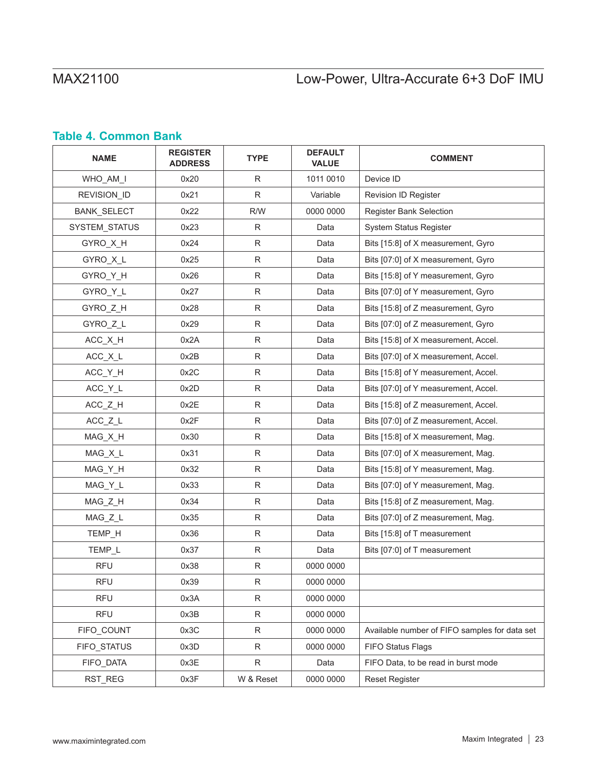## Table 4. Common Bank

| NAME | REGISTER ADDRESS | TYPE | DEFAULT VALUE | COMMENT |
|---|---|---|---|---|
| WHO_AM_I | 0x20 | R | 1011 0010 | Device ID |
| REVISION_ID | 0x21 | R | Variable | Revision ID Register |
| BANK_SELECT | 0x22 | R/W | 0000 0000 | Register Bank Selection |
| SYSTEM_STATUS | 0x23 | R | Data | System Status Register |
| GYRO_X_H | 0x24 | R | Data | Bits [15:8] of X measurement, Gyro |
| GYRO_X_L | 0x25 | R | Data | Bits [07:0] of X measurement, Gyro |
| GYRO_Y_H | 0x26 | R | Data | Bits [15:8] of Y measurement, Gyro |
| GYRO_Y_L | 0x27 | R | Data | Bits [07:0] of Y measurement, Gyro |
| GYRO_Z_H | 0x28 | R | Data | Bits [15:8] of Z measurement, Gyro |
| GYRO_Z_L | 0x29 | R | Data | Bits [07:0] of Z measurement, Gyro |
| ACC_X_H | 0x2A | R | Data | Bits [15:8] of X measurement, Accel. |
| ACC_X_L | 0x2B | R | Data | Bits [07:0] of X measurement, Accel. |
| ACC_Y_H | 0x2C | R | Data | Bits [15:8] of Y measurement, Accel. |
| ACC_Y_L | 0x2D | R | Data | Bits [07:0] of Y measurement, Accel. |
| ACC_Z_H | 0x2E | R | Data | Bits [15:8] of Z measurement, Accel. |
| ACC_Z_L | 0x2F | R | Data | Bits [07:0] of Z measurement, Accel. |
| MAG_X_H | 0x30 | R | Data | Bits [15:8] of X measurement, Mag. |
| MAG_X_L | 0x31 | R | Data | Bits [07:0] of X measurement, Mag. |
| MAG_Y_H | 0x32 | R | Data | Bits [15:8] of Y measurement, Mag. |
| MAG_Y_L | 0x33 | R | Data | Bits [07:0] of Y measurement, Mag. |
| MAG_Z_H | 0x34 | R | Data | Bits [15:8] of Z measurement, Mag. |
| MAG_Z_L | 0x35 | R | Data | Bits [07:0] of Z measurement, Mag. |
| TEMP_H | 0x36 | R | Data | Bits [15:8] of T measurement |
| TEMP_L | 0x37 | R | Data | Bits [07:0] of T measurement |
| RFU | 0x38 | R | 0000 0000 | |
| RFU | 0x39 | R | 0000 0000 | |
| RFU | 0x3A | R | 0000 0000 | |
| RFU | 0x3B | R | 0000 0000 | |
| FIFO_COUNT | 0x3C | R | 0000 0000 | Available number of FIFO samples for data set |
| FIFO_STATUS | 0x3D | R | 0000 0000 | FIFO Status Flags |
| FIFO_DATA | 0x3E | R | Data | FIFO Data, to be read in burst mode |
| RST_REG | 0x3F | W & Reset | 0000 0000 | Reset Register |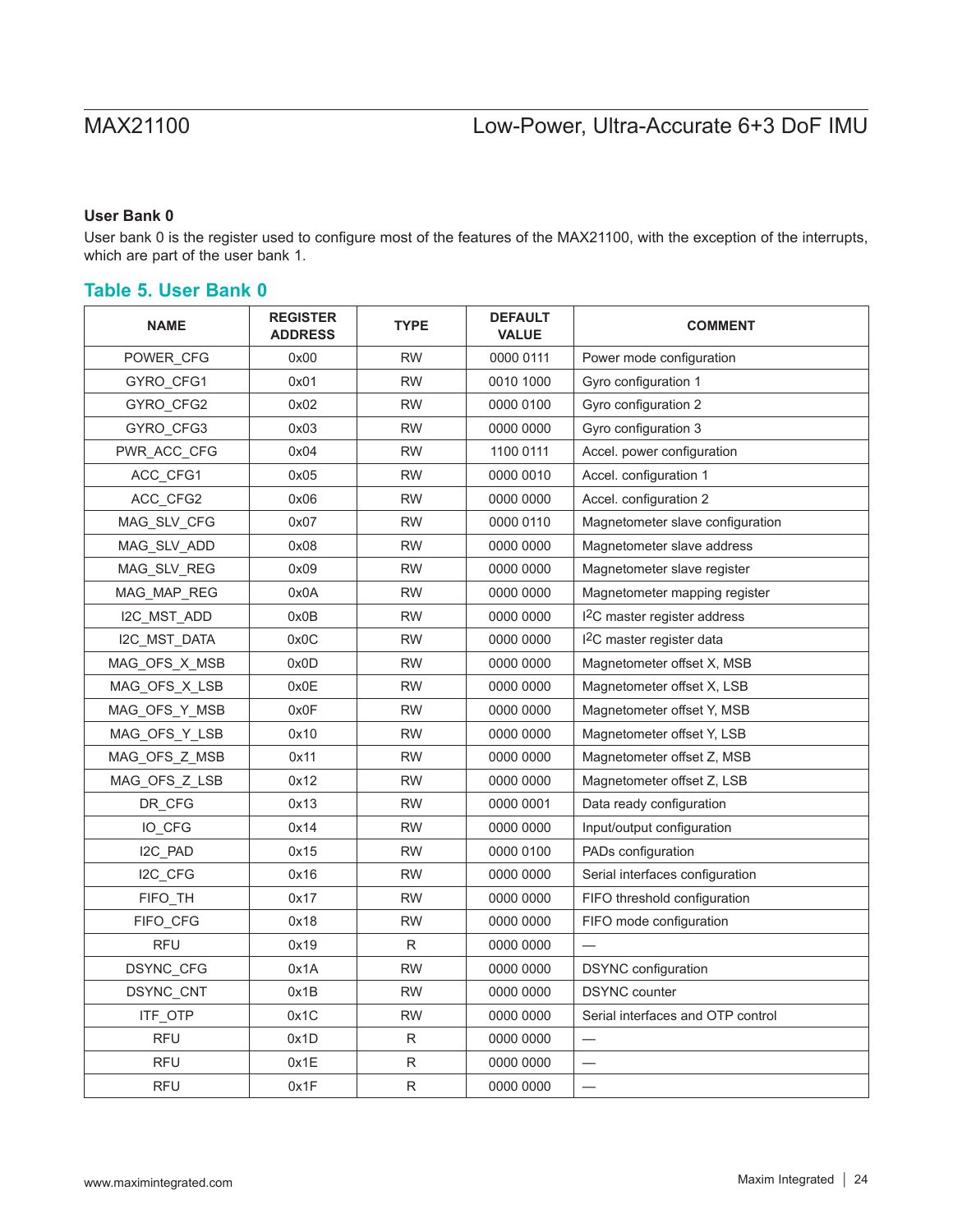### User Bank 0

User bank 0 is the register used to configure most of the features of the MAX21100, with the exception of the interrupts, which are part of the user bank 1.

## Table 5. User Bank 0

| NAME | REGISTER ADDRESS | TYPE | DEFAULT VALUE | COMMENT |
|---|---|---|---|---|
| POWER_CFG | 0x00 | RW | 0000 0111 | Power mode configuration |
| GYRO_CFG1 | 0x01 | RW | 0010 1000 | Gyro configuration 1 |
| GYRO_CFG2 | 0x02 | RW | 0000 0100 | Gyro configuration 2 |
| GYRO_CFG3 | 0x03 | RW | 0000 0000 | Gyro configuration 3 |
| PWR_ACC_CFG | 0x04 | RW | 1100 0111 | Accel. power configuration |
| ACC_CFG1 | 0x05 | RW | 0000 0010 | Accel. configuration 1 |
| ACC_CFG2 | 0x06 | RW | 0000 0000 | Accel. configuration 2 |
| MAG_SLV_CFG | 0x07 | RW | 0000 0110 | Magnetometer slave configuration |
| MAG_SLV_ADD | 0x08 | RW | 0000 0000 | Magnetometer slave address |
| MAG_SLV_REG | 0x09 | RW | 0000 0000 | Magnetometer slave register |
| MAG_MAP_REG | 0x0A | RW | 0000 0000 | Magnetometer mapping register |
| I2C_MST_ADD | 0x0B | RW | 0000 0000 | I2C master register address |
| I2C_MST_DATA | 0x0C | RW | 0000 0000 | I2C master register data |
| MAG_OFS_X_MSB | 0x0D | RW | 0000 0000 | Magnetometer offset X, MSB |
| MAG_OFS_X_LSB | 0x0E | RW | 0000 0000 | Magnetometer offset X, LSB |
| MAG_OFS_Y_MSB | 0x0F | RW | 0000 0000 | Magnetometer offset Y, MSB |
| MAG_OFS_Y_LSB | 0x10 | RW | 0000 0000 | Magnetometer offset Y, LSB |
| MAG_OFS_Z_MSB | 0x11 | RW | 0000 0000 | Magnetometer offset Z, MSB |
| MAG_OFS_Z_LSB | 0x12 | RW | 0000 0000 | Magnetometer offset Z, LSB |
| DR_CFG | 0x13 | RW | 0000 0001 | Data ready configuration |
| IO_CFG | 0x14 | RW | 0000 0000 | Input/output configuration |
| I2C_PAD | 0x15 | RW | 0000 0100 | PADs configuration |
| I2C_CFG | 0x16 | RW | 0000 0000 | Serial interfaces configuration |
| FIFO_TH | 0x17 | RW | 0000 0000 | FIFO threshold configuration |
| FIFO_CFG | 0x18 | RW | 0000 0000 | FIFO mode configuration |
| RFU | 0x19 | R | 0000 0000 | — |
| DSYNC_CFG | 0x1A | RW | 0000 0000 | DSYNC configuration |
| DSYNC_CNT | 0x1B | RW | 0000 0000 | DSYNC counter |
| ITF_OTP | 0x1C | RW | 0000 0000 | Serial interfaces and OTP control |
| RFU | 0x1D | R | 0000 0000 | — |
| RFU | 0x1E | R | 0000 0000 | — |
| RFU | 0x1F | R | 0000 0000 | — |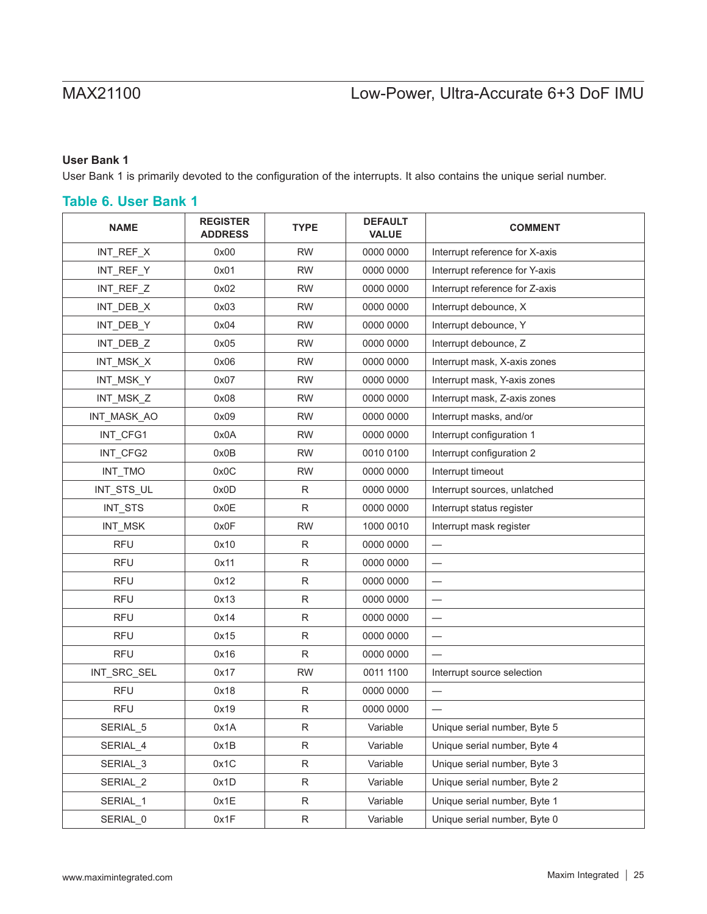### User Bank 1

User Bank 1 is primarily devoted to the configuration of the interrupts. It also contains the unique serial number.

## Table 6. User Bank 1

| NAME | REGISTER ADDRESS | TYPE | DEFAULT VALUE | COMMENT |
|---|---|---|---|---|
| INT_REF_X | 0x00 | RW | 0000 0000 | Interrupt reference for X-axis |
| INT_REF_Y | 0x01 | RW | 0000 0000 | Interrupt reference for Y-axis |
| INT_REF_Z | 0x02 | RW | 0000 0000 | Interrupt reference for Z-axis |
| INT_DEB_X | 0x03 | RW | 0000 0000 | Interrupt debounce, X |
| INT_DEB_Y | 0x04 | RW | 0000 0000 | Interrupt debounce, Y |
| INT_DEB_Z | 0x05 | RW | 0000 0000 | Interrupt debounce, Z |
| INT_MSK_X | 0x06 | RW | 0000 0000 | Interrupt mask, X-axis zones |
| INT_MSK_Y | 0x07 | RW | 0000 0000 | Interrupt mask, Y-axis zones |
| INT_MSK_Z | 0x08 | RW | 0000 0000 | Interrupt mask, Z-axis zones |
| INT_MASK_AO | 0x09 | RW | 0000 0000 | Interrupt masks, and/or |
| INT_CFG1 | 0x0A | RW | 0000 0000 | Interrupt configuration 1 |
| INT_CFG2 | 0x0B | RW | 0010 0100 | Interrupt configuration 2 |
| INT_TMO | 0x0C | RW | 0000 0000 | Interrupt timeout |
| INT_STS_UL | 0x0D | R | 0000 0000 | Interrupt sources, unlatched |
| INT_STS | 0x0E | R | 0000 0000 | Interrupt status register |
| INT_MSK | 0x0F | RW | 1000 0010 | Interrupt mask register |
| RFU | 0x10 | R | 0000 0000 | — |
| RFU | 0x11 | R | 0000 0000 | — |
| RFU | 0x12 | R | 0000 0000 | — |
| RFU | 0x13 | R | 0000 0000 | — |
| RFU | 0x14 | R | 0000 0000 | — |
| RFU | 0x15 | R | 0000 0000 | — |
| RFU | 0x16 | R | 0000 0000 | — |
| INT_SRC_SEL | 0x17 | RW | 0011 1100 | Interrupt source selection |
| RFU | 0x18 | R | 0000 0000 | — |
| RFU | 0x19 | R | 0000 0000 | — |
| SERIAL_5 | 0x1A | R | Variable | Unique serial number, Byte 5 |
| SERIAL_4 | 0x1B | R | Variable | Unique serial number, Byte 4 |
| SERIAL_3 | 0x1C | R | Variable | Unique serial number, Byte 3 |
| SERIAL_2 | 0x1D | R | Variable | Unique serial number, Byte 2 |
| SERIAL_1 | 0x1E | R | Variable | Unique serial number, Byte 1 |
| SERIAL_0 | 0x1F | R | Variable | Unique serial number, Byte 0 |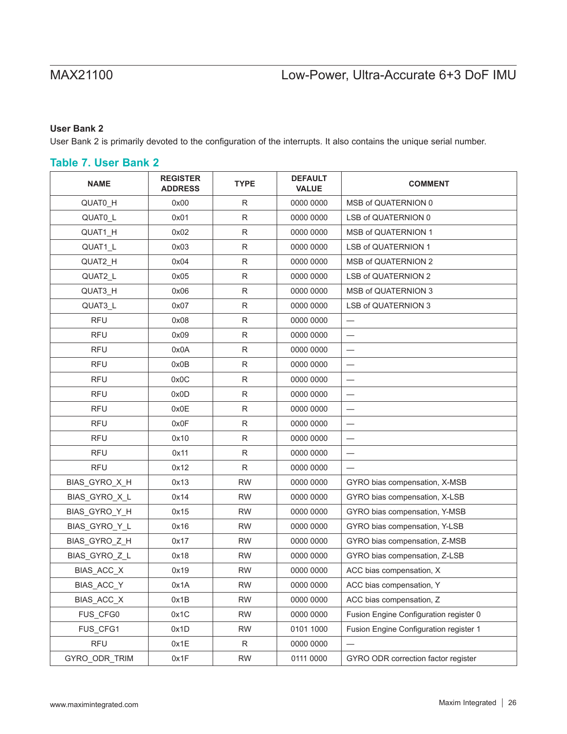### User Bank 2

User Bank 2 is primarily devoted to the configuration of the interrupts. It also contains the unique serial number.

## Table 7. User Bank 2

| NAME | REGISTER ADDRESS | TYPE | DEFAULT VALUE | COMMENT |
|---|---|---|---|---|
| QUAT0_H | 0x00 | R | 0000 0000 | MSB of QUATERNION 0 |
| QUAT0_L | 0x01 | R | 0000 0000 | LSB of QUATERNION 0 |
| QUAT1_H | 0x02 | R | 0000 0000 | MSB of QUATERNION 1 |
| QUAT1_L | 0x03 | R | 0000 0000 | LSB of QUATERNION 1 |
| QUAT2_H | 0x04 | R | 0000 0000 | MSB of QUATERNION 2 |
| QUAT2_L | 0x05 | R | 0000 0000 | LSB of QUATERNION 2 |
| QUAT3_H | 0x06 | R | 0000 0000 | MSB of QUATERNION 3 |
| QUAT3_L | 0x07 | R | 0000 0000 | LSB of QUATERNION 3 |
| RFU | 0x08 | R | 0000 0000 | — |
| RFU | 0x09 | R | 0000 0000 | — |
| RFU | 0x0A | R | 0000 0000 | — |
| RFU | 0x0B | R | 0000 0000 | — |
| RFU | 0x0C | R | 0000 0000 | — |
| RFU | 0x0D | R | 0000 0000 | — |
| RFU | 0x0E | R | 0000 0000 | — |
| RFU | 0x0F | R | 0000 0000 | — |
| RFU | 0x10 | R | 0000 0000 | — |
| RFU | 0x11 | R | 0000 0000 | — |
| RFU | 0x12 | R | 0000 0000 | — |
| BIAS_GYRO_X_H | 0x13 | RW | 0000 0000 | GYRO bias compensation, X-MSB |
| BIAS_GYRO_X_L | 0x14 | RW | 0000 0000 | GYRO bias compensation, X-LSB |
| BIAS_GYRO_Y_H | 0x15 | RW | 0000 0000 | GYRO bias compensation, Y-MSB |
| BIAS_GYRO_Y_L | 0x16 | RW | 0000 0000 | GYRO bias compensation, Y-LSB |
| BIAS_GYRO_Z_H | 0x17 | RW | 0000 0000 | GYRO bias compensation, Z-MSB |
| BIAS_GYRO_Z_L | 0x18 | RW | 0000 0000 | GYRO bias compensation, Z-LSB |
| BIAS_ACC_X | 0x19 | RW | 0000 0000 | ACC bias compensation, X |
| BIAS_ACC_Y | 0x1A | RW | 0000 0000 | ACC bias compensation, Y |
| BIAS_ACC_X | 0x1B | RW | 0000 0000 | ACC bias compensation, Z |
| FUS_CFG0 | 0x1C | RW | 0000 0000 | Fusion Engine Configuration register 0 |
| FUS_CFG1 | 0x1D | RW | 0101 1000 | Fusion Engine Configuration register 1 |
| RFU | 0x1E | R | 0000 0000 | — |
| GYRO_ODR_TRIM | 0x1F | RW | 0111 0000 | GYRO ODR correction factor register |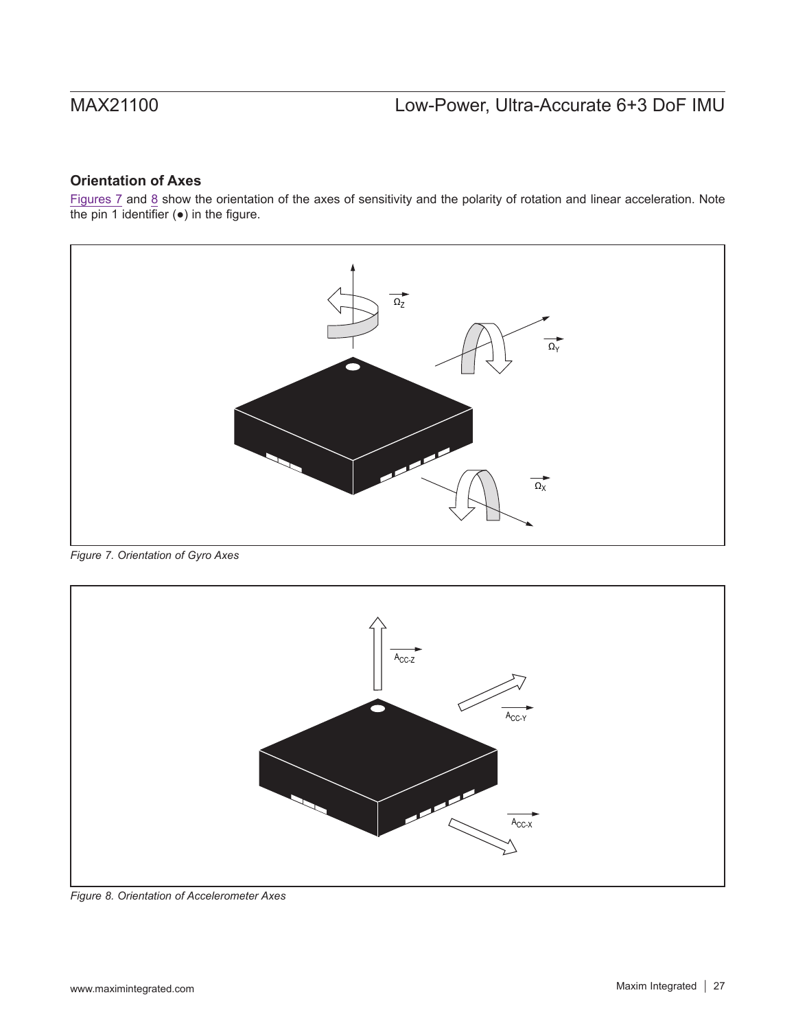### Orientation of Axes

Figures 7 and 8 show the orientation of the axes of sensitivity and the polarity of rotation and linear acceleration. Note the pin 1 identifier (●) in the figure.

*Figure 7. Orientation of Gyro Axes*

*Figure 8. Orientation of Accelerometer Axes*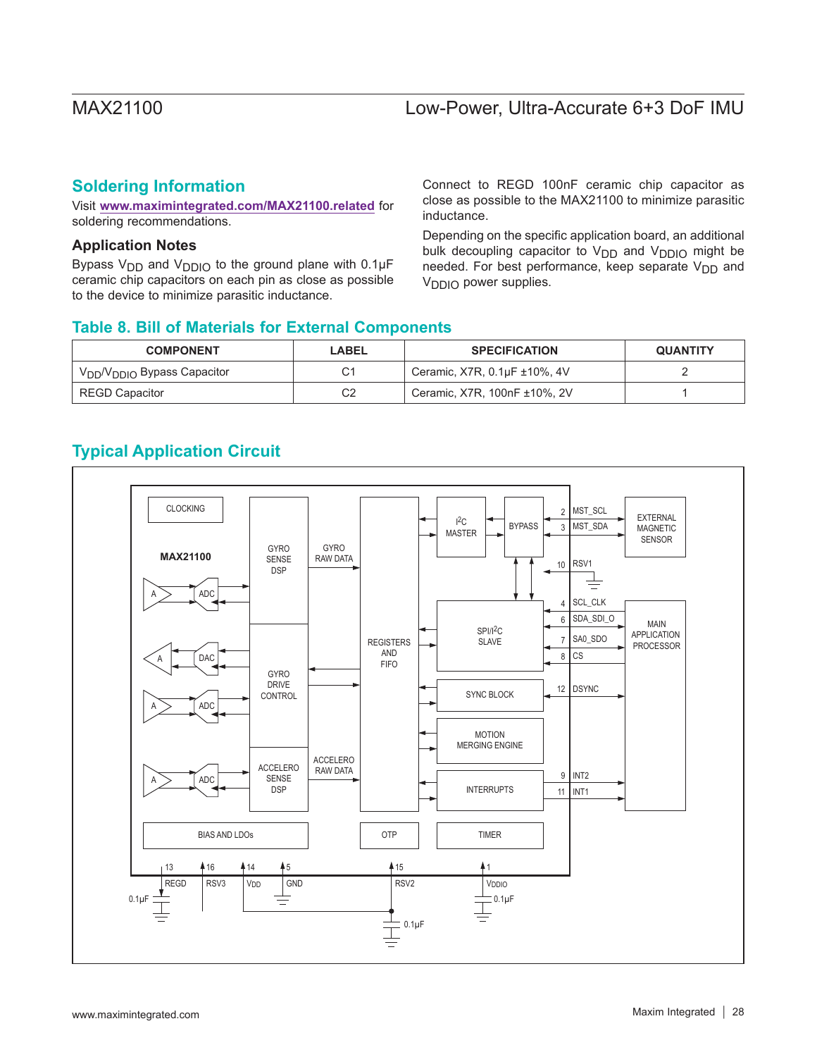## Soldering Information

Visit **www.maximintegrated.com/MAX21100.related** for soldering recommendations.

### Application Notes

Bypass $V_{DD}$ and $V_{DDIO}$ to the ground plane with 0.1µF ceramic chip capacitors on each pin as close as possible to the device to minimize parasitic inductance.

Connect to REGD 100nF ceramic chip capacitor as close as possible to the MAX21100 to minimize parasitic inductance.

Depending on the specific application board, an additional bulk decoupling capacitor to $V_{DD}$ and $V_{DDIO}$ might be needed. For best performance, keep separate $V_{DD}$ and $V_{DDIO}$ power supplies.

## Table 8. Bill of Materials for External Components

| COMPONENT | LABEL | SPECIFICATION | QUANTITY |
|---|---|---|---|
| $V_{DD}$/$V_{DDIO}$ Bypass Capacitor | C1 | Ceramic, X7R, 0.1µF ±10%, 4V | 2 |
| REGD Capacitor | C2 | Ceramic, X7R, 100nF ±10%, 2V | 1 |

## Typical Application Circuit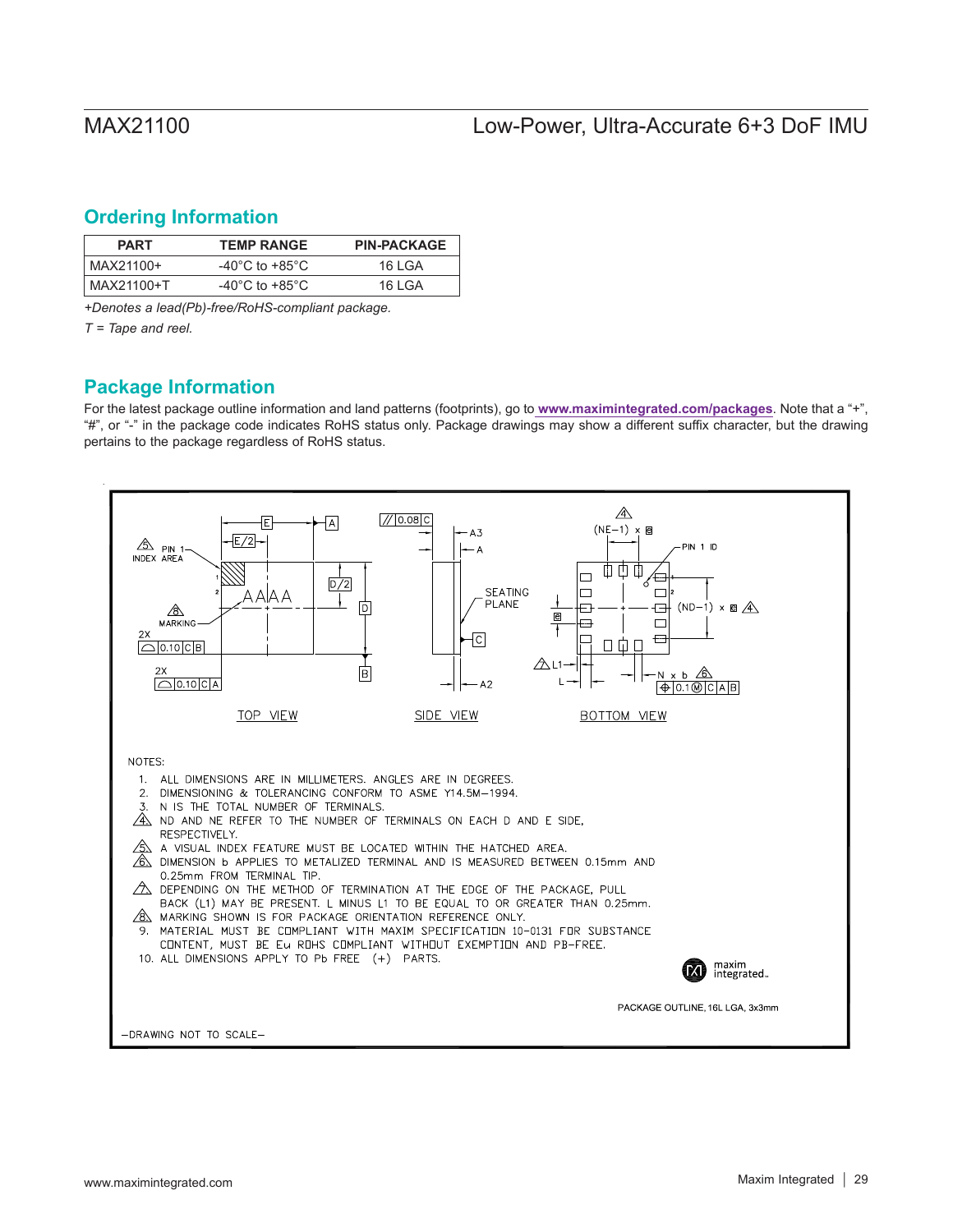## Ordering Information

| PART | TEMP RANGE | PIN-PACKAGE |
|---|---|---|
| MAX21100+ | -40°C to +85°C | 16 LGA |
| MAX21100+T | -40°C to +85°C | 16 LGA |

*+Denotes a lead(Pb)-free/RoHS-compliant package.*

*T = Tape and reel.*

## Package Information

For the latest package outline information and land patterns (footprints), go to **www.maximintegrated.com/packages**. Note that a "+", "#", or "-" in the package code indicates RoHS status only. Package drawings may show a different suffix character, but the drawing pertains to the package regardless of RoHS status.

TOP VIEW

SIDE VIEW

BOTTOM VIEW

NOTES:

1. ALL DIMENSIONS ARE IN MILLIMETERS. ANGLES ARE IN DEGREES.
2. DIMENSIONING & TOLERANCING CONFORM TO ASME Y14.5M-1994.
3. N IS THE TOTAL NUMBER OF TERMINALS.
4. ND AND NE REFER TO THE NUMBER OF TERMINALS ON EACH D AND E SIDE, RESPECTIVELY.
5. A VISUAL INDEX FEATURE MUST BE LOCATED WITHIN THE HATCHED AREA.
6. DIMENSION b APPLIES TO METALIZED TERMINAL AND IS MEASURED BETWEEN 0.15mm AND 0.25mm FROM TERMINAL TIP.
7. DEPENDING ON THE METHOD OF TERMINATION AT THE EDGE OF THE PACKAGE, PULL BACK (L1) MAY BE PRESENT. L MINUS L1 TO BE EQUAL TO OR GREATER THAN 0.25mm.
8. MARKING SHOWN IS FOR PACKAGE ORIENTATION REFERENCE ONLY.
9. MATERIAL MUST BE COMPLIANT WITH MAXIM SPECIFICATION 10-0131 FOR SUBSTANCE CONTENT, MUST BE Eu ROHS COMPLIANT WITHOUT EXEMPTION AND PB-FREE.
10. ALL DIMENSIONS APPLY TO Pb FREE (+) PARTS.

PACKAGE OUTLINE, 16L LGA, 3x3mm

-DRAWING NOT TO SCALE-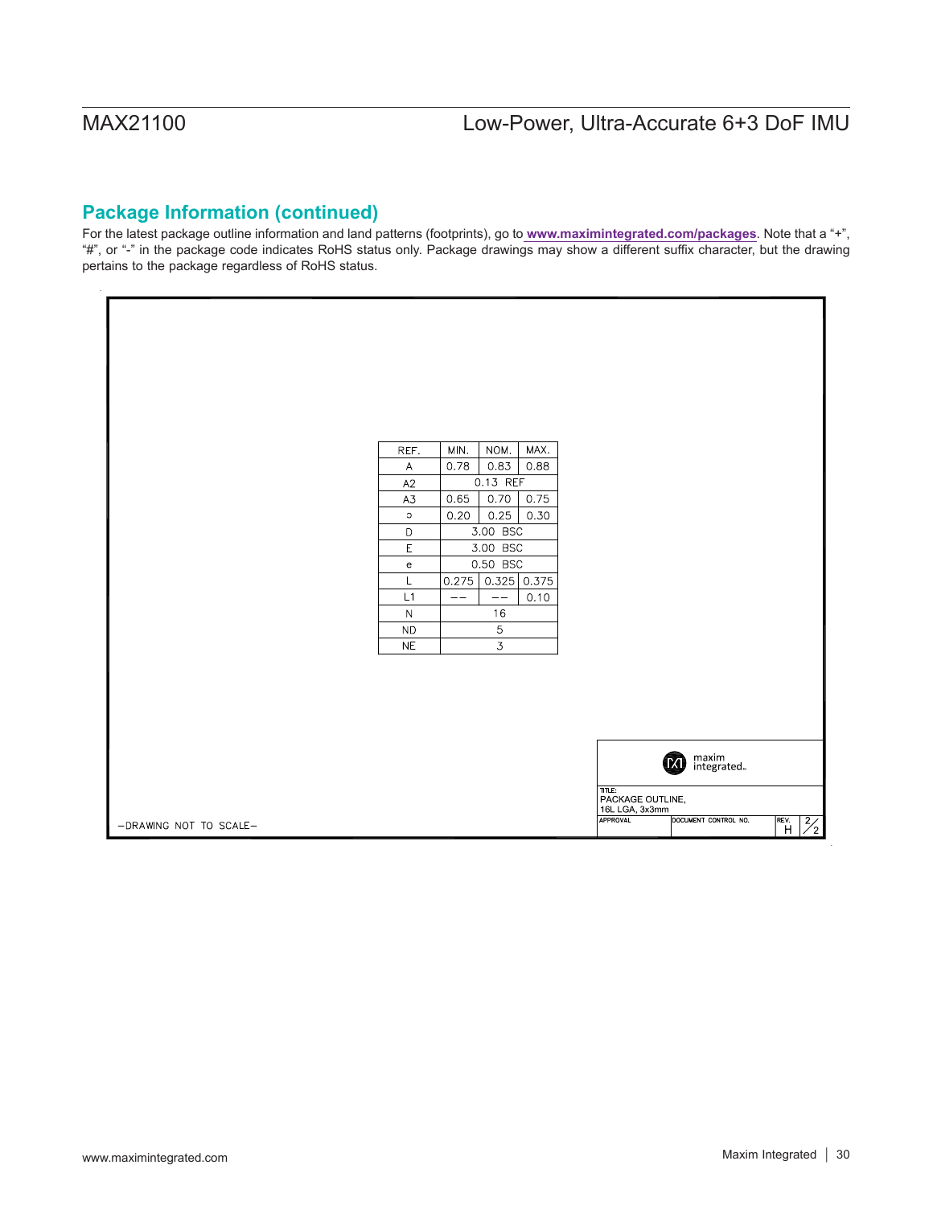## Package Information (continued)

For the latest package outline information and land patterns (footprints), go to **www.maximintegrated.com/packages**. Note that a “+”, “#”, or “-” in the package code indicates RoHS status only. Package drawings may show a different suffix character, but the drawing pertains to the package regardless of RoHS status.

| REF. | MIN. | NOM. | MAX. |
|---|---|---|---|
| A | 0.78 | 0.83 | 0.88 |
| A2 | 0.13 REF | | |
| A3 | 0.65 | 0.70 | 0.75 |
| b | 0.20 | 0.25 | 0.30 |
| D | 3.00 BSC | | |
| E | 3.00 BSC | | |
| e | 0.50 BSC | | |
| L | 0.275 | 0.325 | 0.375 |
| L1 | -- | -- | 0.10 |
| N | 16 | | |
| ND | 5 | | |
| NE | 3 | | |

-DRAWING NOT TO SCALE-

maxim integrated

TITLE: PACKAGE OUTLINE, 16L LGA, 3x3mm

APPROVAL | DOCUMENT CONTROL NO. | REV. H | 2/2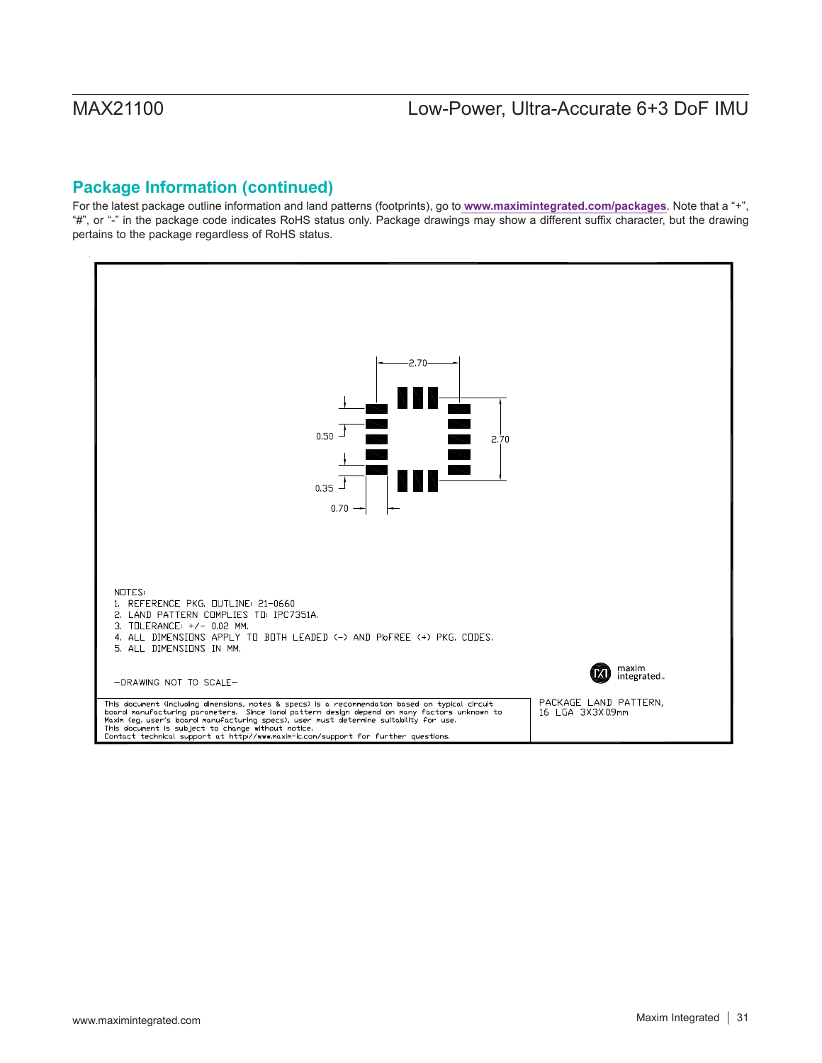## Package Information (continued)

For the latest package outline information and land patterns (footprints), go to **www.maximintegrated.com/packages**. Note that a "+", "#", or "-" in the package code indicates RoHS status only. Package drawings may show a different suffix character, but the drawing pertains to the package regardless of RoHS status.

2.70

0.50

2.70

0.35

0.70

NOTES:
1. REFERENCE PKG. OUTLINE: 21-0660
2. LAND PATTERN COMPLIES TO: IPC7351A.
3. TOLERANCE: +/- 0.02 MM.
4. ALL DIMENSIONS APPLY TO BOTH LEADED (-) AND PbFREE (+) PKG. CODES.
5. ALL DIMENSIONS IN MM.

-DRAWING NOT TO SCALE-

This document (including dimensions, notes & specs) is a recommendaton based on typical circuit board manufacturing parameters. Since land pattern design depend on many factors unknown to Maxim (eg. user's board manufacturing specs), user must determine suitability for use.
This document is subject to change without notice.
Contact technical support at http://www.maxim-ic.com/support for further questions.

PACKAGE LAND PATTERN,
16 LGA 3X3X09mm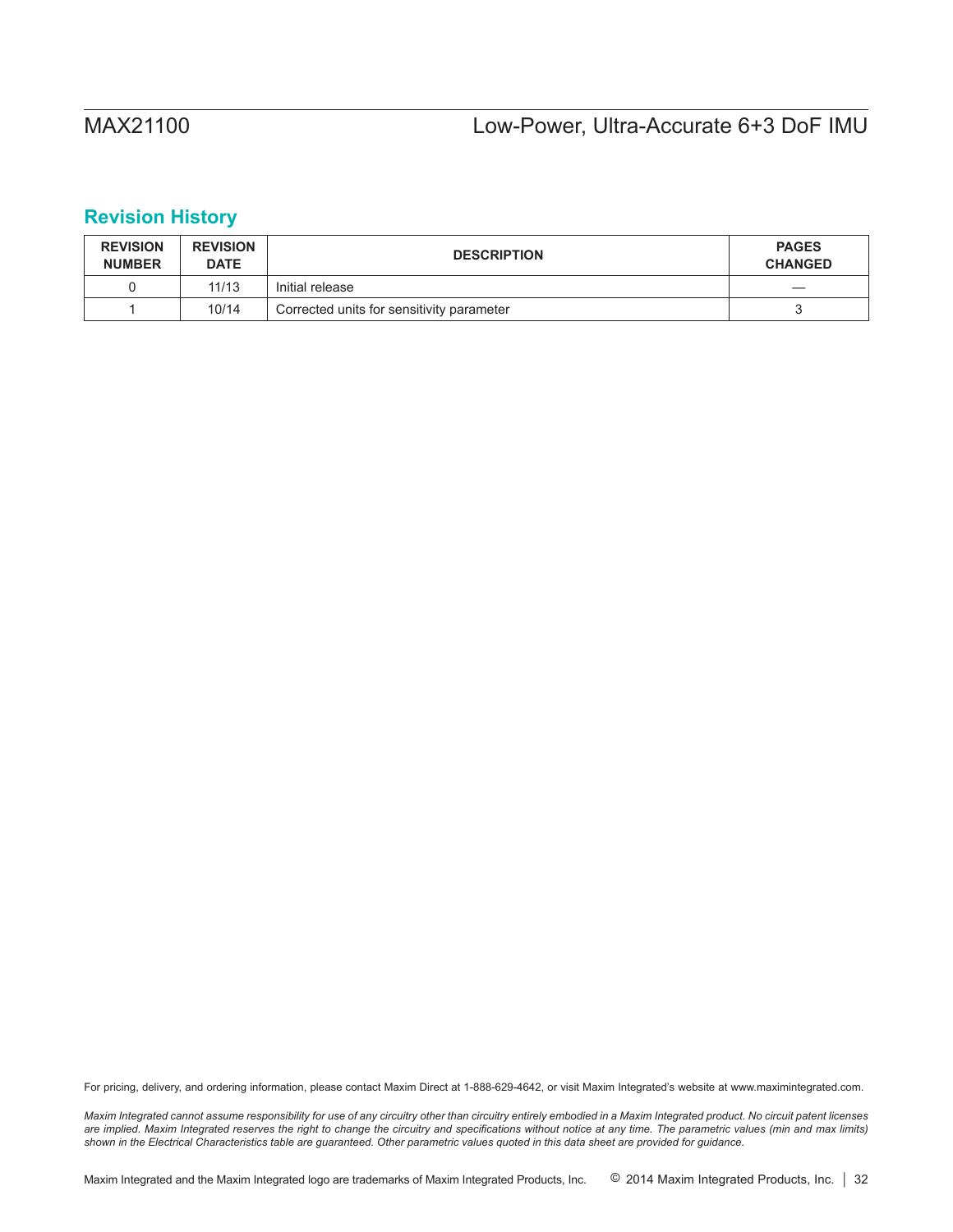## Revision History

| REVISION NUMBER | REVISION DATE | DESCRIPTION | PAGES CHANGED |
|---|---|---|---|
| 0 | 11/13 | Initial release | — |
| 1 | 10/14 | Corrected units for sensitivity parameter | 3 |

For pricing, delivery, and ordering information, please contact Maxim Direct at 1-888-629-4642, or visit Maxim Integrated's website at www.maximintegrated.com.

*Maxim Integrated cannot assume responsibility for use of any circuitry other than circuitry entirely embodied in a Maxim Integrated product. No circuit patent licenses are implied. Maxim Integrated reserves the right to change the circuitry and specifications without notice at any time. The parametric values (min and max limits) shown in the Electrical Characteristics table are guaranteed. Other parametric values quoted in this data sheet are provided for guidance.*

Maxim Integrated and the Maxim Integrated logo are trademarks of Maxim Integrated Products, Inc. © 2014 Maxim Integrated Products, Inc.